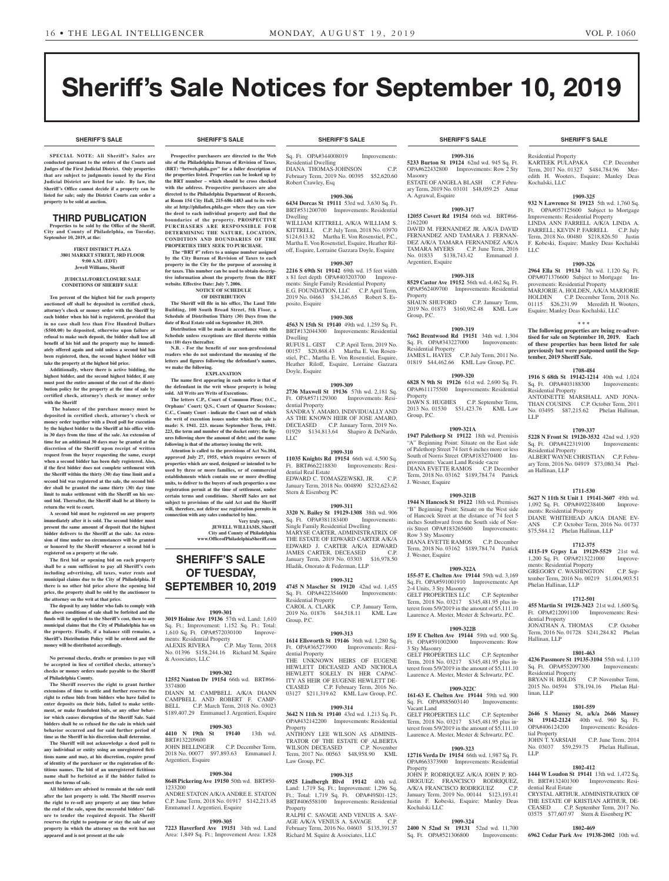# Sheriff's Sale Notices for September 10, 2019

SHERIFF'S SALE

**SPECIAL NOTE: All Sheriff's Sales are conducted pursuant to the orders of the Courts and Judges of the First Judicial District. Only properties that are subject to judgments issued by the First Judicial District are listed for sale. By law, the Sheriff's Office cannot decide if a property can be listed for sale; only the District Courts can order a property to be sold at auction.**

## THIRD PUBLICATION

**Properties to be sold by the Office of the Sheriff, City and County of Philadelphia, on Tuesday, September 10, 2019, at the:**

**FIRST DISTRICT PLAZA**
**3801 MARKET STREET, 3RD FLOOR**
**9:00 A.M. (EDT)**
**Jewell Williams, Sheriff**

**JUDICIAL/FORECLOSURE SALE CONDITIONS OF SHERIFF SALE**

**Ten percent of the highest bid for each property auctioned off shall be deposited in certified check, attorney's check or money order with the Sheriff by each bidder when his bid is registered, provided that in no case shall less than Five Hundred Dollars ($500.00) be deposited, otherwise upon failure or refusal to make such deposit, the bidder shall lose all benefit of his bid and the property may be immediately offered again and sold unless a second bid has been registered, then, the second highest bidder will take the property at the highest bid price.**

**Additionally, where there is active bidding, the highest bidder, and the second highest bidder, if any must post the entire amount of the cost of the distribution policy for the property at the time of sale by certified check, attorney's check or money order with the Sheriff**

**The balance of the purchase money must be deposited in certified check, attorney's check or money order together with a Deed poll for execution by the highest bidder to the Sheriff at his office within 30 days from the time of the sale. An extension of time for an additional 30 days may be granted at the discretion of the Sheriff upon receipt of written request from the buyer requesting the same, except when a second bidder has been duly registered. Also, if the first bidder does not complete settlement with the Sheriff within the thirty (30) day time limit and a second bid was registered at the sale, the second bidder shall be granted the same thirty (30) day time limit to make settlement with the Sheriff on his second bid. Thereafter, the Sheriff shall be at liberty to return the writ to court.**

**A second bid must be registered on any property immediately after it is sold. The second bidder must present the same amount of deposit that the highest bidder delivers to the Sheriff at the sale. An extension of time under no circumstances will be granted or honored by the Sheriff whenever a second bid is registered on a property at the sale.**

**The first bid or opening bid on each property shall be a sum sufficient to pay all Sheriff's costs including advertising, all taxes, water rents and municipal claims due to the City of Philadelphia. If there is no other bid price above the opening bid price, the property shall be sold by the auctioneer to the attorney on the writ at that price.**

**The deposit by any bidder who fails to comply with the above conditions of sale shall be forfeited and the funds will be applied to the Sheriff's cost, then to any municipal claims that the City of Philadelphia has on the property. Finally, if a balance still remains, a Sheriff's Distribution Policy will be ordered and the money will be distributed accordingly.**

**No personal checks, drafts or promises to pay will be accepted in lieu of certified checks, attorney's checks or money orders made payable to the Sheriff of Philadelphia County.**

**The Sheriff reserves the right to grant further extensions of time to settle and further reserves the right to refuse bids from bidders who have failed to enter deposits on their bids, failed to make settlement, or make fraudulent bids, or any other behavior which causes disruption of the Sheriff Sale. Said bidders shall be so refused for the sale in which said behavior occurred and for said further period of time as the Sheriff in his discretion shall determine.**

**The Sheriff will not acknowledge a deed poll to any individual or entity using an unregistered fictitious name and may, at his discretion, require proof of identity of the purchaser or the registration of fictitious names. The bid of an unregistered fictitious name shall be forfeited as if the bidder failed to meet the terms of sale.**

**All bidders are advised to remain at the sale until after the last property is sold. The Sheriff reserves the right to re-sell any property at any time before the end of the sale, upon the successful bidders' failure to tender the required deposit. The Sheriff reserves the right to postpone or stay the sale of any property in which the attorney on the writ has not appeared and is not present at the sale**

**Prospective purchasers are directed to the Web site of the Philadelphia Bureau of Revision of Taxes, (BRT) "brtweb.phila.gov" for a fuller description of the properties listed. Properties can be looked up by the BRT number – which should be cross checked with the address. Prospective purchasers are also directed to the Philadelphia Department of Records, at Room 154 City Hall, 215-686-1483 and to its website at http://philadox.phila.gov where they can view the deed to each individual property and find the boundaries of the property. PROSPECTIVE PURCHASERS ARE RESPONSIBLE FOR DETERMINING THE NATURE, LOCATION, CONDITION AND BOUNDARIES OF THE PROPERTIES THEY SEEK TO PURCHASE.**

**The "BRT #" refers to a unique number assigned by the City Bureau of Revision of Taxes to each property in the City for the purpose of assessing it for taxes. This number can be used to obtain descriptive information about the property from the BRT website. Effective Date: July 7, 2006.**

**NOTICE OF SCHEDULE OF DISTRIBUTION**

**The Sheriff will file in his office, The Land Title Building, 100 South Broad Street, 5th Floor, a Schedule of Distribution Thirty (30) Days from the date of Real Estate sold on September 10, 2019.**

**Distribution will be made in accordance with the Schedule unless exceptions are filed thereto within ten (10) days thereafter.**

**N.B. - For the benefit of our non-professional readers who do not understand the meaning of the letters and figures following the defendant's names, we make the following.**

**EXPLANATION**

**The name first appearing in each notice is that of the defendant in the writ whose property is being sold. All Writs are Writs of Executions.**

**The letters C.P., Court of Common Pleas; O.C., Orphans' Court; Q.S., Court of Quarter Sessions; C.C., County Court - indicate the Court out of which the writ of execution issues under which the sale is made: S. 1941. 223. means September Term, 1941. 223, the term and number of the docket entry; the figures following show the amount of debt; and the name following is that of the attorney issuing the writ.**

**Attention is called to the provisions of Act No.104, approved July 27, 1955, which requires owners of properties which are used, designed or intended to be used by three or more families, or of commercial establishments which contain one or more dwelling units, to deliver to the buyers of such properties a use registration permit at the time of settlement, under certain terms and conditions. Sheriff Sales are not subject to provisions of the said Act and the Sheriff will, therefore, not deliver use registration permits in connection with any sales conducted by him.**

**Very truly yours,**
**JEWELL WILLIAMS, Sheriff**
**City and County of Philadelphia**
**www.OfficeofPhiladelphiaSheriff.com**

## SHERIFF'S SALE OF TUESDAY, SEPTEMBER 10, 2019

**1909-301**
**3019 Holme Ave 19136** 57th wd. Land: 1,610 Sq. Ft.; Improvement: 1,152 Sq. Ft.; Total: 1,610 Sq. Ft. OPA#572030100 Improvements: Residential Property
ALEXIS RIVERA C.P. May Term, 2018 No. 01396 $158,244.16 Richard M. Squire & Associates, LLC

**1909-302**
**12552 Nanton Dr 19154** 66th wd. BRT#66-3374800
DIANN M. CAMPBELL A/K/A DIANN CAMPBELL AND ROBERT F. CAMPBELL C.P. March Term, 2018 No. 03023 $189,407.29 Emmanuel J. Argentieri, Esquire

**1909-303**
**4410 N 19th St 19140** 13th wd. BRT#132209600
JOHN BELLINGER C.P. December Term, 2018 No. 00077 $97,893.63 Emmanuel J. Argentieri, Esquire

**1909-304**
**8648 Pickering Ave 19150** 50th wd. BRT#50-1233200
ANDRE STATON A/K/A ANDRE E. STATON C.P. June Term, 2018 No. 01917 $142,213.45 Emmanuel J. Argentieri, Esquire

**1909-305**
**7223 Haverford Ave 19151** 34th wd. Land Area: 1,849 Sq. Ft.; Improvement Area: 1,828 Sq. Ft. OPA#344008019 Improvements: Residential Dwelling
DIANA THOMAS-JOHNSON C.P. February Term, 2019 No. 00395 $52,620.60 Robert Crawley, Esq

**1909-306**
**6434 Dorcas St 19111** 53rd wd. 3,630 Sq. Ft. BRT#531200700 Improvements: Residential Dwelling
WILLIAM KITTRELL A/K/A WILLIAM S. KITTRELL C.P. July Term, 2018 No. 03970 $124,613.82 Martha E. Von Rosenstiel, P.C., Martha E. Von Rosenstiel, Esquire, Heather Riloff, Esquire, Lorraine Gazzara Doyle, Esquire

**1909-307**
**2216 S 69th St 19142** 69th wd. 15 feet width x 81 feet depth OPA#403203700 Improvements: Single Family Residential Property
E.G. FOUNDATION, LLC C.P. April Term, 2019 No. 04663 $34,246.65 Robert S. Esposito, Esquire

**1909-308**
**4563 N 15th St 19140** 49th wd. 1,259 Sq. Ft. BRT#132044300 Improvements: Residential Dwelling
RUFUS L. GIST C.P. April Term, 2019 No. 00157 $20,868.43 Martha E. Von Rosenstiel, P.C., Martha E. Von Rosenstiel, Esquire, Heather Riloff, Esquire, Lorraine Gazzara Doyle, Esquire

**1909-309**
**2736 Maxwell St 19136** 57th wd. 2,181 Sq. Ft. OPA#571129300 Improvements: Residential Property
SANDRA Y. AMARO, INDIVIDUALLY AND AS THE KNOWN HEIR OF JOSE AMARO, DECEASED C.P. January Term, 2019 No. 01929 $134,813.64 Shapiro & DeNardo, LLC

**1909-310**
**11035 Knights Rd 19154** 66th wd. 4,500 Sq. Ft. BRT#662218830 Improvements: Residential Real Estate
EDWARD C. TOMASZEWSKI, JR. C.P. January Term, 2018 No. 004890 $232,623.62 Stern & Eisenberg PC

**1909-311**
**3320 N. Bailey St 19129-1308** 38th wd. 906 Sq. Ft. OPA#381183400 Improvements: Single Family Residential Dwelling
MARYSE CARTER, ADMINISTRATRIX OF THE ESTATE OF EDWARD CARTER A/K/A EDWARD J. CARTER A/K/A EDWARD JAMES CARTER, DECEASED C.P. January Term, 2019 No. 03303 $16,978.50 Hladik, Onorato & Federman, LLP

**1909-312**
**4745 N Mascher St 19120** 42nd wd. 1,455 Sq. Ft. OPA#422354600 Improvements: Residential Property
CAROL A. CLARK C.P. January Term, 2019 No. 01876 $44,518.11 KML Law Group, P.C.

**1909-313**
**1614 Ellsworth St 19146** 36th wd. 1,280 Sq. Ft. OPA#365273900 Improvements: Residential Property
THE UNKNOWN HEIRS OF EUGENE HEWLETT DECEASED AND NICHOLA HEWLETT SOLELY IN HER CAPACITY AS HEIR OF EUGENE HEWLETT DECEASED C.P. February Term, 2016 No. 03127 $211,319.62 KML Law Group, P.C.

**1909-314**
**3642 N 11th St 19140** 43rd wd. 1,213 Sq. Ft. OPA#432142200 Improvements: Residential Property
ANTHONY LEE WILSON AS ADMINISTRATOR OF THE ESTATE OF ALBERTA WILSON DECEASED C.P. November Term, 2017 No. 00563 $48,958.90 KML Law Group, P.C.

**1909-315**
**6925 Lindbergh Blvd 19142** 40th wd. Land: 1,719 Sq. Ft.; Improvement: 1,296 Sq. Ft.; Total: 1,719 Sq. Ft. OPA#49S01-125; BRT#406558100 Improvements: Residential Property
RALPH C. SAVAGE AND VENUIS A. SAVAGE A/K/A VENIUS A. SAVAGE C.P. February Term, 2016 No. 04603 $135,391.57 Richard M. Squire & Associates, LLC

**1909-316**
**5233 Burton St 19124** 62nd wd. 945 Sq. Ft. OPA#622432800 Improvements: Row 2 Sty Masonry
ESTATE OF ANGELA BLASH C.P. February Term, 2019 No. 03101 $48,059.25 Amar A. Agrawal, Esquire

**1909-317**
**12055 Covert Rd 19154** 66th wd. BRT#66-2162200
DAVID M. FERNANDEZ JR. A/K/A DAVID FERNANDEZ AND TAMARA J. FERNANDEZ A/K/A TAMARA FERNANDEZ A/K/A TAMARA MYERS C.P. June Term, 2016 No. 01833 $138,743.42 Emmanuel J. Argentieri, Esquire

**1909-318**
**8529 Castor Ave 19152** 56th wd. 4,462 Sq. Ft. OPA#562409700 Improvements: Residential Property
SHAUN SHUFORD C.P. January Term, 2019 No. 01873 $160,982.48 KML Law Group, P.C.

**1909-319**
**7662 Brentwood Rd 19151** 34th wd. 1,304 Sq. Ft. OPA#343227000 Improvements: Residential Property
JAMES L. HAYES C.P. July Term, 2011 No. 01819 $44,462.66 KML Law Group, P.C.

**1909-320**
**6828 N 9th St 19126** 61st wd. 2,690 Sq. Ft. OPA#611175500 Improvements: Residential Property
DAWN S. HUGHES C.P. September Term, 2013 No. 01530 $51,423.76 KML Law Group, P.C.

**1909-321A**
**1947 Palethorp St 19122** 18th wd. Premisis "A" Beginning Point: Situate on the East side of Palethorp Street 74 feet 6 inches more or less South of Norris Street OPA#183270400 Improvements: Vacant Land Reside <acre
DIANA EVETTE RAMOS C.P. December Term, 2018 No. 03162 $189,784.74 Patrick J. Wesner, Esquire

**1909-321B**
**1944 N Hancock St 19122** 18th wd. Premises "B" Beginning Point: Situate on the West side of Hancock Street at the distance of 74 feet 5 inches Southward from the South side of Norris Street OPA#183265600 Improvements: Row 3 Sty Masonry
DIANA EVETTE RAMOS C.P. December Term, 2018 No. 03162 $189,784.74 Patrick J. Wesner, Esquire

**1909-322A**
**155-57 E. Chelten Ave 19144** 59th wd. 3,169 Sq. Ft. OPA#591001910 Improvements: Apt 2-4 Units, 3 Sty Masonry
GELT PROPERTIES LLC C.P. September Term, 2018 No. 03217 $345,481.95 plus interest from 5/9/2019 in the amount of $5,111.10 Laurence A. Mester, Mester & Schwartz, P.C.

**1909-322B**
**159 E Chelten Ave 19144** 59th wd. 900 Sq. Ft. OPA#591002000 Improvements: Row 3 Sty Masonry
GELT PROPERTIES LLC C.P. September Term, 2018 No. 03217 $345,481.95 plus interest from 5/9/2019 in the amount of $5,111.10 Laurence A. Mester, Mester & Schwartz, P.C.

**1909-322C**
**161-63 E. Chelten Ave 19144** 59th wd. 900 Sq. Ft. OPA#885603140 Improvements: Vacant Land
GELT PROPERTIES LLC C.P. September Term, 2018 No. 03217 $345,481.95 plus interest from 5/9/2019 in the amount of $5,111.10 Laurence A. Mester, Mester & Schwartz, P.C.

**1909-323**
**12716 Verda Dr 19154** 66th wd. 1,987 Sq. Ft. OPA#663373900 Improvements: Residential Property
JOHN P. RODRIQUEZ A/K/A JOHN P. RODRIGUEZ; FRANCISCO RODRIQUEZ, A/K/A FRANCISCO RODRIGUEZ C.P. January Term, 2019 No. 00144 $123,193.41 Justin F. Kobeski, Esquire; Manley Deas Kochalski LLC

**1909-324**
**2400 N 52nd St 19131** 52nd wd. 11,700 Sq. Ft. OPA#521306800 Improvements: Residential Property
KARTEEK PULAPAKA C.P. December Term, 2017 No. 01327 $484,784.96 Meredith H. Wooters, Esquire; Manley Deas Kochalski, LLC

**1909-325**
**932 N Lawrence St 19123** 5th wd. 1,760 Sq. Ft. OPA#057125600 Subject to Mortgage Improvements: Residential Property
LINDA ANN FARRELL A/K/A LINDA A. FARRELL; KEVIN P. FARRELL C.P. July Term, 2018 No. 00480 $218,826.50 Justin F. Kobeski, Esquire; Manley Deas Kochalski LLC

**1909-326**
**2964 Ella St 19134** 7th wd. 1,120 Sq. Ft. OPA#071376600 Subject to Mortgage Improvements: Residential Property
MARJORIE A. HOLDEN, A/K/A MARJORIE HOLDEN C.P. December Term, 2018 No. 01115 $26,231.99 Meredith H. Wooters, Esquire; Manley Deas Kochalski, LLC

\* \* \*

**The following properties are being re-advertised for sale on September 10, 2019. Each of these properties has been listed for sale previously but were postponed until the September 2019 Sheriff Sale.**

**1708-484**
**1916 S 68th St 19142-1214** 40th wd. 1,024 Sq. Ft. OPA#403188300 Improvements: Residential Property
ANTOINETTE MARSHALL AND JONATHAN COUSINS C.P. October Term, 2011 No. 03495 $87,215.62 Phelan Hallinan, LLP

**1709-337**
**5228 N Front St 19120-3532** 42nd wd. 1,920 Sq. Ft. OPA#422319100 Improvements: Residential Property
ALBERT WAYNE CHRISTIAN C.P. February Term, 2016 No. 04919 $73,080.34 Phelan Hallinan, LLP

**1711-530**
**5627 N 11th St Unit 1 19141-3607** 49th wd. 1,092 Sq. Ft. OPA#492238400 Improvements: Residential Property
DIANE WHITEHEAD A/K/A DIANE EVANS C.P. October Term, 2016 No. 01737 $75,584.12 Phelan Hallinan, LLP

**1712-375**
**4115-19 Gypsy Ln 19129-5529** 21st wd. 1,200 Sq. Ft. OPA#213221000 Improvements: Residential Property
GREGORY C. WASHINGTON C.P. September Term, 2016 No. 00219 $1,004,903.51 Phelan Hallinan, LLP

**1712-501**
**455 Martin St 19128-3423** 21st wd. 1,600 Sq. Ft. OPA#212091100 Improvements: Residential Property
JONATHAN A. THOMAS C.P. October Term, 2016 No. 01728 $241,284.82 Phelan Hallinan, LLP

**1801-463**
**4236 Passmore St 19135-3104** 55th wd. 1,110 Sq. Ft. OPA#552097300 Improvements: Residential Property
BRYAN H. BOLDS C.P. November Term, 2015 No. 04594 $78,194.16 Phelan Hallinan, LLP

**1801-559**
**2646 S Massey St, a/k/a 2646 Massey St 19142-2124** 40th wd. 960 Sq. Ft. OPA#406124200 Improvements: Residential Property
JOHN T. YARSIAH C.P. June Term, 2014 No. 03037 $59,259.75 Phelan Hallinan, LLP

**1802-412**
**1444 W Loudon St 19141** 13th wd. 1,472 Sq. Ft. BRT#132401300 Improvements: Residential Real Estate
CRYSTAL ARTHUR, ADMINISTRATRIX OF THE ESTATE OF KRISTIAN ARTHUR, DECEASED C.P. September Term, 2017 No. 03575 $77,607.97 Stern & Eisenberg PC

**1802-469**
**6962 Cedar Park Ave 19138-2002** 10th wd.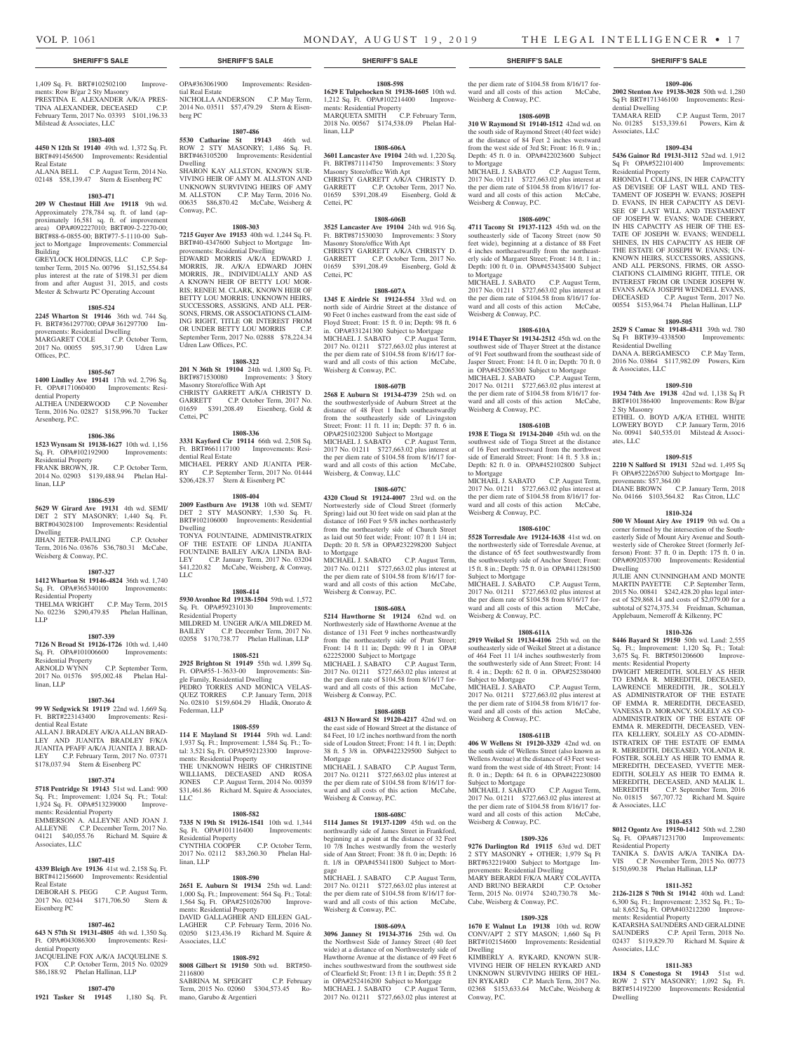1,409 Sq. Ft. BRT#102502100 Improvements: Row B/gar 2 Sty Masonry
PRESTINA E. ALEXANDER A/K/A PRESTINA ALEXANDER, DECEASED C.P. February Term, 2017 No. 03393 $101,196.33 Milstead & Associates, LLC

**1803-408**

**4450 N 12th St 19140** 49th wd. 1,372 Sq. Ft. BRT#491456500 Improvements: Residential Real Estate
ALANA BELL C.P. August Term, 2014 No. 02148 $58,139.47 Stern & Eisenberg PC

**1803-471**

**209 W Chestnut Hill Ave 19118** 9th wd. Approximately 278,784 sq. ft. of land (approximately 16,581 sq. ft. of improvement area) OPA#092227010; BRT#09-2-2270-00; BRT#88-6-0855-00; BRT#77-5-1110-00 Subject to Mortgage Improvements: Commercial Building
GREYLOCK HOLDINGS, LLC C.P. September Term, 2015 No. 00796 $1,152,554.84 plus interest at the rate of $198.31 per diem from and after August 31, 2015, and costs Mester & Schwartz PC Operating Account

**1805-524**

**2245 Wharton St 19146** 36th wd. 744 Sq. Ft. BRT#361297700; OPA# 361297700 Improvements: Residential Dwelling
MARGARET COLE C.P. October Term, 2017 No. 00055 $95,317.90 Udren Law Offices, P.C.

**1805-567**

**1400 Lindley Ave 19141** 17th wd. 2,796 Sq. Ft. OPA#171060400 Improvements: Residential Property
ALTHEA UNDERWOOD C.P. November Term, 2016 No. 02827 $158,996.70 Tucker Arsenberg, P.C.

**1806-386**

**1523 Wynsam St 19138-1627** 10th wd. 1,156 Sq. Ft. OPA#102192900 Improvements: Residential Property
FRANK BROWN, JR. C.P. October Term, 2014 No. 02903 $139,488.94 Phelan Hallinan, LLP

**1806-539**

**5629 W Girard Ave 19131** 4th wd. SEMI/DET 2 STY MASONRY; 1,440 Sq. Ft. BRT#043028100 Improvements: Residential Dwelling
JIHAN JETER-PAULING C.P. October Term, 2016 No. 03676 $36,780.31 McCabe, Weisberg & Conway, P.C.

**1807-327**

**1412 Wharton St 19146-4824** 36th wd. 1,740 Sq. Ft. OPA#365340100 Improvements: Residential Property
THELMA WRIGHT C.P. May Term, 2015 No. 02236 $290,479.85 Phelan Hallinan, LLP

**1807-339**

**7126 N Broad St 19126-1726** 10th wd. 1,440 Sq. Ft. OPA#101006600 Improvements: Residential Property
ARNOLD WYNN C.P. September Term, 2017 No. 01576 $95,002.48 Phelan Hallinan, LLP

**1807-364**

**99 W Sedgwick St 19119** 22nd wd. 1,669 Sq. Ft. BRT#223143400 Improvements: Residential Real Estate
ALLAN J. BRADLEY A/K/A ALLAN BRADLEY AND JUANITA BRADLEY F/K/A JUANITA PFAFF A/K/A JUANITA J. BRADLEY C.P. February Term, 2017 No. 07371 $178,037.94 Stern & Eisenberg PC

**1807-374**

**5718 Pentridge St 19143** 51st wd. Land: 900 Sq. Ft.; Improvement: 1,024 Sq. Ft.; Total: 1,924 Sq. Ft. OPA#513239000 Improvements: Residential Property
EMMERSON A. ALLEYNE AND JOAN J. ALLEYNE C.P. December Term, 2017 No. 04121 $40,055.76 Richard M. Squire & Associates, LLC

**1807-415**

**4339 Bleigh Ave 19136** 41st wd. 2,158 Sq. Ft. BRT#412156600 Improvements: Residential Real Estate
DEBORAH S. PEGG C.P. August Term, 2017 No. 02344 $171,706.50 Stern & Eisenberg PC

**1807-462**

**643 N 57th St 19131-4805** 4th wd. 1,350 Sq. Ft. OPA#043086300 Improvements: Residential Property
JACQUELINE FOX A/K/A JACQUELINE S. FOX C.P. October Term, 2015 No. 02029 $86,188.92 Phelan Hallinan, LLP

**1807-470**

**1921 Tasker St 19145** 1,180 Sq. Ft. OPA#363061900 Improvements: Residential Real Estate
NICHOLLA ANDERSON C.P. May Term, 2014 No. 03511 $57,479.29 Stern & Eisenberg PC

**1807-486**

**5530 Catharine St 19143** 46th wd. ROW 2 STY MASONRY; 1,486 Sq. Ft. BRT#463105200 Improvements: Residential Dwelling
SHARON KAY ALLSTON, KNOWN SURVIVING HEIR OF AMY M. ALLSTON AND UNKNOWN SURVIVING HEIRS OF AMY M. ALLSTON C.P. May Term, 2016 No. 00635 $86,870.42 McCabe, Weisberg & Conway, P.C.

**1808-303**

**7215 Guyer Ave 19153** 40th wd. 1,244 Sq. Ft. BRT#40-4347600 Subject to Mortgage Improvements: Residential Dwelling
EDWARD MORRIS A/K/A EDWARD J. MORRIS, JR. A/K/A EDWARD JOHN MORRIS, JR., INDIVIDUALLY AND AS A KNOWN HEIR OF BETTY LOU MORRIS; RENEE M. CLARK, KNOWN HEIR OF BETTY LOU MORRIS; UNKNOWN HEIRS, SUCCESSORS, ASSIGNS, AND ALL PERSONS, FIRMS, OR ASSOCIATIONS CLAIMING RIGHT, TITLE OR INTEREST FROM OR UNDER BETTY LOU MORRIS C.P. September Term, 2017 No. 02888 $78,224.34 Udren Law Offices, P.C.

**1808-322**

**201 N 36th St 19104** 24th wd. 1,800 Sq. Ft. BRT#871530080 Improvements: 3 Story Masonry Store/office With Apt
CHRISTY GARRETT A/K/A CHRISTY D. GARRETT C.P. October Term, 2017 No. 01659 $391,208.49 Eisenberg, Gold & Cettei, PC

**1808-336**

**3331 Kayford Cir 19114** 66th wd. 2,508 Sq. Ft. BRT#661117100 Improvements: Residential Real Estate
MICHAEL PERRY AND JUANITA PERRY C.P. September Term, 2017 No. 01444 $206,428.37 Stern & Eisenberg PC

**1808-404**

**2009 Eastburn Ave 19138** 10th wd. SEMT/DET 2 STY MASONRY; 1,530 Sq. Ft. BRT#102106000 Improvements: Residential Dwelling
TONYA FOUNTAINE, ADMINISTRATRIX OF THE ESTATE OF LINDA JUANITA FOUNTAINE BAILEY A/K/A LINDA BAILEY C.P. January Term, 2017 No. 03204 $41,220.82 McCabe, Weisberg, & Conway, LLC

**1808-414**

**5930 Avonhoe Rd 19138-1504** 59th wd. 1,572 Sq. Ft. OPA#592310130 Improvements: Residential Property
MILDRED M. UNGER A/K/A MILDRED M. BAILEY C.P. December Term, 2017 No. 02058 $170,738.77 Phelan Hallinan, LLP

**1808-521**

**2925 Brighton St 19149** 55th wd. 1,899 Sq. Ft. OPA#55-1-3633-00 Improvements: Single Family, Residential Dwelling
PEDRO TORRES AND MONICA VELASQUEZ TORRES C.P. January Term, 2018 No. 02810 $159,604.29 Hladik, Onorato & Federman, LLP

**1808-559**

**114 E Mayland St 19144** 59th wd. Land: 1,937 Sq. Ft.; Improvement: 1,584 Sq. Ft.; Total: 3,521 Sq. Ft. OPA#592123300 Improvements: Residential Property
THE UNKNOWN HEIRS OF CHRISTINE WILLIAMS, DECEASED AND ROSA JONES C.P. August Term, 2014 No. 00359 $31,461.86 Richard M. Squire & Associates, LLC

**1808-582**

**7335 N 19th St 19126-1541** 10th wd. 1,344 Sq. Ft. OPA#101116400 Improvements: Residential Property
CYNTHIA COOPER C.P. October Term, 2017 No. 02112 $83,260.30 Phelan Hallinan, LLP

**1808-590**

**2651 E. Auburn St 19134** 25th wd. Land: 1,000 Sq. Ft.; Improvement: 564 Sq. Ft.; Total: 1,564 Sq. Ft. OPA#251026700 Improvements: Residential Property
DAVID GALLAGHER AND EILEEN GALLAGHER C.P. February Term, 2016 No. 02050 $123,436.19 Richard M. Squire & Associates, LLC

**1808-592**

**8008 Gilbert St 19150** 50th wd. BRT#50-2116800
SABRINA M. SPEIGHT C.P. February Term, 2015 No. 02060 $304,573.45 Romano, Garubo & Argentieri

**1808-598**

**1629 E Tulpehocken St 19138-1605** 10th wd. 1,212 Sq. Ft. OPA#102214400 Improvements: Residential Property
MARQUETA SMITH C.P. February Term, 2018 No. 00567 $174,538.09 Phelan Hallinan, LLP

**1808-606A**

**3601 Lancaster Ave 19104** 24th wd. 1,220 Sq. Ft. BRT#871114750 Improvements: 3 Story Masonry Store/office With Apt
CHRISTY GARRETT A/K/A CHRISTY D. GARRETT C.P. October Term, 2017 No. 01659 $391,208.49 Eisenberg, Gold & Cettei, PC

**1808-606B**

**3525 Lancaster Ave 19104** 24th wd. 916 Sq. Ft. BRT#871530030 Improvements: 3 Story Masonry Store/office With Apt
CHRISTY GARRETT A/K/A CHRISTY D. GARRETT C.P. October Term, 2017 No. 01659 $391,208.49 Eisenberg, Gold & Cettei, PC

**1808-607A**

**1345 E Airdrie St 19124-554** 33rd wd. on north side of Airdrie Street at the distance of 90 Feet 0 inches eastward from the east side of Floyd Street; Front: 15 ft. 0 in; Depth: 98 ft. 6 in. OPA#331241300 Subject to Mortgage
MICHAEL J. SABATO C.P. August Term, 2017 No. 01211 $727,663.02 plus interest at the per diem rate of $104.58 from 8/16/17 forward and all costs of this action McCabe, Weisberg & Conway, P.C.

**1808-607B**

**2568 E Auburn St 19134-4739** 25th wd. on the southwesterlyside of Auburn Street at the distance of 48 Feet 1 Inch southeastwardly from the southeasterly side of Livingston Street; Front: 11 ft. 11 in; Depth: 37 ft. 6 in. OPA#251023200 Subject to Mortgage
MICHAEL J. SABATO C.P. August Term, 2017 No. 01211 $727,663.02 plus interest at the per diem rate of $104.58 from 8/16/17 forward and all costs of this action McCabe, Weisberg, & Conway, LLC

**1808-607C**

**4320 Cloud St 19124-4007** 23rd wd. on the Nortwesterly side of Cloud Street (formerly Spring) laid out 30 feet wide on said plan at the distance of 160 Feet 9 5/8 inches northeasterly from the northeasterly side of Church Street as laid out 50 feet wide; Front: 107 ft 1 1/4 in; Depth: 20 ft. 5/8 in OPA#232298200 Subject to Mortgage
MICHAEL J. SABATO C.P. August Term, 2017 No. 01211 $727,663.02 plus interest at the per diem rate of $104.58 from 8/16/17 forward and all costs of this action McCabe, Weisberg & Conway, P.C.

**1808-608A**

**5214 Hawthorne St 19124** 62nd wd. on Northwesterly side of Hawthorne Avenue at the distance of 131 Feet 9 inches northeastwardly from the northeasterly side of Pratt Street; Front: 14 ft 11 in; Depth: 99 ft 1 in OPA# 622252000 Subject to Mortgage
MICHAEL J. SABATO C.P. August Term, 2017 No. 01211 $727,663.02 plus interest at the per diem rate of $104.58 from 8/16/17 forward and all costs of this action McCabe, Weisberg & Conway, P.C.

**1808-608B**

**4813 N Howard St 19120-4217** 42nd wd. on the east side of Howard Street at the distance of 84 Feet, 10 1/2 inches northward from the north side of Loudon Street; Front: 14 ft. 1 in; Depth: 38 ft. 5 3/8 in. OPA#422329500 Subject to Mortgage
MICHAEL J. SABATO C.P. August Term, 2017 No. 01211 $727,663.02 plus interest at the per diem rate of $104.58 from 8/16/17 forward and all costs of this action McCabe, Weisberg & Conway, P.C.

**1808-608C**

**5114 James St 19137-1209** 45th wd. on the northwardly side of James Street in Frankford, beginning at a point at the distance of 32 Feet 10 7/8 Inches westwardly from the westerly side of Ann Street; Front: 38 ft. 0 in; Depth: 16 ft. 1/8 in OPA#453411800 Subject to Mortgage
MICHAEL J. SABATO C.P. August Term, 2017 No. 01211 $727,663.02 plus interest at the per diem rate of $104.58 from 8/16/17 forward and all costs of this action McCabe, Weisberg & Conway, P.C.

**1808-609A**

**3096 Janney St 19134-3716** 25th wd. On the Northwest Side of Janney Street (40 feet wide) at a distance of on Northwesterly side of Hawthorne Avenue at the distance of 49 Feet 6 inches southwestward from the southwest side of Clearfield St; Front: 13 ft 1 in; Depth: 55 ft 2 in OPA#252416200 Subject to Mortgage
MICHAEL J. SABATO C.P. August Term, 2017 No. 01211 $727,663.02 plus interest at the per diem rate of $104.58 from 8/16/17 forward and all costs of this action McCabe, Weisberg & Conway, P.C.

**1808-609B**

**310 W Raymond St 19140-1512** 42nd wd. on the south side of Raymond Street (40 feet wide) at the distance of 84 Feet 2 inches westward from the west side of 3rd St; Front: 16 ft. 9 in.; Depth: 45 ft. 0 in. OPA#422023600 Subject to Mortgage
MICHAEL J. SABATO C.P. August Term, 2017 No. 01211 $727,663.02 plus interest at the per diem rate of $104.58 from 8/16/17 forward and all costs of this action McCabe, Weisberg & Conway, P.C.

**1808-609C**

**4711 Tacony St 19137-1123** 45th wd. on the southeasterly side of Tacony Street (now 50 feet wide), beginning at a distance of 88 Feet 4 inches northeastwardly from the northeasterly side of Margaret Street; Front: 14 ft. 1 in.; Depth: 100 ft. 0 in. OPA#453435400 Subject to Mortgage
MICHAEL J. SABATO C.P. August Term, 2017 No. 01211 $727,663.02 plus interest at the per diem rate of $104.58 from 8/16/17 forward and all costs of this action McCabe, Weisberg & Conway, P.C.

**1808-610A**

**1914 E Thayer St 19134-2512** 45th wd. on the southwest side of Thayer Street at the distance of 91 Feet southward from the southeast side of Jasper Street; Front: 14 ft. 0 in; Depth: 70 ft. 0 in OPA#452065300 Subject to Mortgage
MICHAEL J. SABATO C.P. August Term, 2017 No. 01211 $727,663.02 plus interest at the per diem rate of $104.58 from 8/16/17 forward and all costs of this action McCabe, Weisberg & Conway, P.C.

**1808-610B**

**1938 E Tioga St 19134-2040** 45th wd. on the southwest side of Tioga Street at the distance of 16 Feet northwestward from the northwest side of Emerald Street; Front: 14 ft. 5 3.8 in.; Depth: 82 ft. 0 in. OPA#452102800 Subject to Mortgage
MICHAEL J. SABATO C.P. August Term, 2017 No. 01211 $727,663.02 plus interest at the per diem rate of $104.58 from 8/16/17 forward and all costs of this action McCabe, Weisberg & Conway, P.C.

**1808-610C**

**5528 Torresdale Ave 19124-1638** 41st wd. on the northwesterly side of Torresdale Avenue, at the distance of 65 feet southwestwardly from the southwesterly side of Anchor Street; Front: 15 ft. 8 in.; Depth: 75 ft. 0 in OPA#411281500 Subject to Mortgage
MICHAEL J. SABATO C.P. August Term, 2017 No. 01211 $727,663.02 plus interest at the per diem rate of $104.58 from 8/16/17 forward and all costs of this action McCabe, Weisberg & Conway, P.C.

**1808-611A**

**2919 Weikel St 19134-4106** 25th wd. on the southeasterly side of Weikel Street at a distance of 464 Feet 11 1/4 inches southwesterly from the southwesterly side of Ann Street; Front: 14 ft. 4 in.; Depth: 62 ft. 0 in. OPA#252380400 Subject to Mortgage
MICHAEL J. SABATO C.P. August Term, 2017 No. 01211 $727,663.02 plus interest at the per diem rate of $104.58 from 8/16/17 forward and all costs of this action McCabe, Weisberg & Conway, P.C.

**1808-611B**

**406 W Wellens St 19120-3329** 42nd wd. on the south side of Wellens Street (also known as Wellens Avenue) at the distance of 43 Feet westward from the west side of 4th Street; Front: 14 ft. 0 in.; Depth: 64 ft. 6 in OPA#422230800 Subject to Mortgage
MICHAEL J. SABATO C.P. August Term, 2017 No. 01211 $727,663.02 plus interest at the per diem rate of $104.58 from 8/16/17 forward and all costs of this action McCabe, Weisberg & Conway, P.C.

**1809-326**

**9276 Darlington Rd 19115** 63rd wd. DET 2 STY MASONRY + OTHER; 1,979 Sq Ft BRT#632219400 Subject to Mortgage Improvements: Residential Dwelling
MARY BERARDI F/K/A MARY COLAVITA AND BRUNO BERARDI C.P. October Term, 2015 No. 01974 $240,730.78 McCabe, Weisberg & Conway, P.C.

**1809-328**

**1670 E Walnut Ln 19138** 10th wd. ROW CONV/APT 2 STY MASON; 1,660 Sq Ft BRT#102154600 Improvements: Residential Dwelling
KIMBERLY A. RYKARD, KNOWN SURVIVING HEIR OF HELEN RYKARD AND UNKNOWN SURVIVING HEIRS OF HELEN RYKARD C.P. March Term, 2017 No. 02368 $153,633.64 McCabe, Weisberg & Conway, P.C.

**1809-406**

**2002 Stenton Ave 19138-3028** 50th wd. 1,280 Sq Ft BRT#171346100 Improvements: Residential Dwelling
TAMARA REID C.P. August Term, 2017 No. 01285 $153,339.61 Powers, Kirn & Associates, LLC

**1809-434**

**5436 Gainor Rd 19131-3112** 52nd wd. 1,912 Sq Ft OPA#522101400 Improvements: Residential Property
RHONDA I. COLLINS, IN HER CAPACITY AS DEVISEE OF LAST WILL AND TESTAMENT OF JOSEPH W. EVANS; JOSEPH D. EVANS, IN HER CAPACITY AS DEVISEE OF LAST WILL AND TESTAMENT OF JOSEPH W. EVANS; WADE CHERRY, IN HIS CAPACITY AS HEIR OF THE ESTATE OF JOSEPH W. EVANS; WENDELL SHINES, IN HIS CAPACITY AS HEIR OF THE ESTATE OF JOSEPH W. EVANS; UNKNOWN HEIRS, SUCCESSORS, ASSIGNS, AND ALL PERSONS, FIRMS, OR ASSOCIATIONS CLAIMING RIGHT, TITLE, OR INTEREST FROM OR UNDER JOSEPH W. EVANS A/K/A JOSEPH WENDELL EVANS, DECEASED C.P. August Term, 2017 No. 00554 $153,964.74 Phelan Hallinan, LLP

**1809-505**

**2529 S Camac St 19148-4311** 39th wd. 780 Sq Ft BRT#39-4338500 Improvements: Residential Dwelling
DANA A. BERGAMESCO C.P. May Term, 2016 No. 03864 $117,982.09 Powers, Kirn & Associates, LLC

**1809-510**

**1934 74th Ave 19138** 42nd wd. 1,138 Sq Ft BRT#101386400 Improvements: Row B/gar 2 Sty Masonry
ETHEL O. BOYD A/K/A ETHEL WHITE LOWERY BOYD C.P. January Term, 2016 No. 00941 $40,535.01 Milstead & Associates, LLC

**1809-515**

**2210 N Salford St 19131** 52nd wd. 1,495 Sq Ft OPA#522265700 Subject to Mortgage Improvements: $57,364.00
DIANE BROWN C.P. January Term, 2018 No. 04166 $103,564.82 Ras Citron, LLC

**1810-324**

**500 W Mount Airy Ave 19119** 9th wd. On a corner formed by the intersection of the Southeasterly Side of Mount Airy Avenue and Southwesterly side of Cherokee Street (formerly Jefferson) Front: 37 ft. 0 in. Depth: 175 ft. 0 in. OPA#092053700 Improvements: Residential Dwelling
JULIE ANN CUNNINGHAM AND MONTE MARTIN PAYETTE C.P. September Term, 2015 No. 00841 $242,428.20 plus legal interest of $29,868.14 and costs of $2,079.00 for a subtotal of $274,375.34 Freidman, Schuman, Applebaum, Nemeroff & Kilkenny, PC

**1810-326**

**8446 Bayard St 19150** 50th wd. Land: 2,555 Sq. Ft.; Improvement: 1,120 Sq. Ft.; Total: 3,675 Sq. Ft. BRT#501206600 Improvements: Residential Property
DWIGHT MEREDITH, SOLELY AS HEIR TO EMMA R. MEREDITH, DECEASED, LAWRENCE MEREDITH, JR., SOLELY AS ADMINISTRATOR OF THE ESTATE OF EMMA R. MEREDITH, DECEASED, VANESSA D. MORANCY, SOLELY AS CO-ADMINISTRATRIX OF THE ESTATE OF EMMA R. MEREDITH, DECEASED, VENITA KELLERY, SOLELY AS CO-ADMINISTRATRIX OF THE ESTATE OF EMMA R. MEREDITH, DECEASED, YOLANDA R. FOSTER, SOLELY AS HEIR TO EMMA R. MEREDITH, DECEASED, YVETTE MEREDITH, SOLELY AS HEIR TO EMMA R. MEREDITH, DECEASED, AND MALIK L. MEREDITH C.P. September Term, 2016 No. 01815 $67,707.72 Richard M. Squire & Associates, LLC

**1810-453**

**8012 Ogontz Ave 19150-1412** 50th wd. 2,280 Sq. Ft. OPA#871231700 Improvements: Residential Property
TANIKA S. DAVIS A/K/A TANIKA DAVIS C.P. November Term, 2015 No. 00773 $150,690.38 Phelan Hallinan, LLP

**1811-352**

**2126-2128 S 70th St 19142** 40th wd. Land: 6,300 Sq. Ft.; Improvement: 2,352 Sq. Ft.; Total: 8,652 Sq. Ft. OPA#403212200 Improvements: Residential Property
KATARSHA SAUNDERS AND GERALDINE SAUNDERS C.P. April Term, 2018 No. 02437 $119,829.70 Richard M. Squire & Associates, LLC

**1811-383**

**1834 S Conestoga St 19143** 51st wd. ROW 2 STY MASONRY; 1,092 Sq. Ft. BRT#514192200 Improvements: Residential Dwelling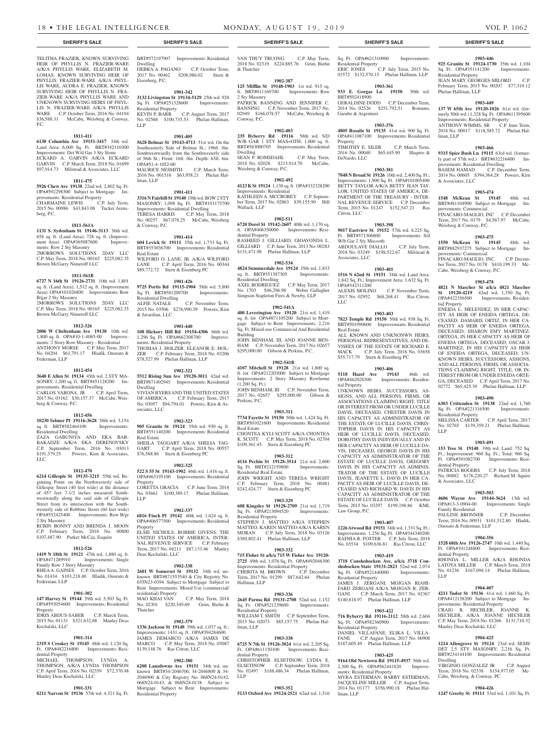TELITHA FRAZIER, KNOWN SURVIVING HEIR OF PHYLLIS N. FRAZIER-WARE A/K/A PHYLLIS WARE, ELIZABETH M. LOMAS, KNOWN SURVIVING HEIR OF PHYLLIS FRAZIER-WARE A/K/A PHYLLIS WARE, AUDRA E. FRAZIER, KNOWN SURVIVING HEIR OF PHYLLIS N. FRAZIER-WARE A/K/A PHYLLIS WARE AND UNKNOWN SURVIVING HEIRS OF PHYLLIS N. FRAZIER-WARE A/K/A PHYLLIS WARE C.P. October Term, 2016 No. 04194 $36,588.31 McCabe, Weisberg & Conway, P.C.

**1811-411**

**6130 Columbia Ave 19151-3417** 34th wd. Land Area: 6,000 Sq. Ft. BRT#342110300 Improvements: Det W/d Gar 3 Sty Stone ECKARD A. GARVIN A/K/A ECKARD GARVIN C.P. March Term, 2018 No. 01699 $97,914.73 Milstead & Associates, LLC

**1811-475**

**5926 Chew Ave 19138** 22nd wd. 2,802 Sq. Ft. OPA#592298300 Subject to Mortgage Improvements: Residential Property CHARMAINE LEWIS C.P. July Term, 2015 No. 00986 $43,843.08 Tucker Arensberg, P.C.

**1811-561A**

**1131 S. Sydenham St 19146-3113** 36th wd. 658 sq. ft. (Land Area); 728 sq. ft. (Improvement Area) OPA#365087600 Improvements: Row 2 Sty Masonry 2MORROWS SOLUTIONS 2DAY LLC C.P. May Term, 2018 No. 00165 $225,082.35 Brown McGarry Nimeroff LLC

**1811-561B**

**6727 N 16th St 19126-2731** 10th wd. 1,801 sq. ft. (Land Area); 1,512 sq. ft. (Improvement Area) OPA#101026800 Improvements: Row B/gar 2 Sty Masonry 2MORROWS SOLUTIONS 2DAY LLC C.P. May Term, 2018 No. 00165 $225,082.35 Brown McGarry Nimeroff LLC

**1812-326**

**2006 W Cheltenham Ave 19138** 10th wd. 1,800 sq. ft. OPA#10-1-4085-00 Improvements: 2 Story Row Masonry - Residential ANTHONY MORSE C.P. May Term, 2017 No. 04204 $63,791.17 Hladik, Onorato & Federman, LLP

**1812-454**

**3640 E Allen St 19134** 45th wd. 2 STY MASONRY; 1,200 sq. ft. BRT#451128200 Improvements: Residential Dwelling CARLOS VARONA, JR C.P. April Term, 2017 No. 03162 $30,157.37 McCabe, Weisberg & Conway, P.C.

**1812-456**

**10230 Selmer Pl 19116-3628** 58th wd. 3,154 sq. ft. BRT#582464100 Improvements: Residential Dwelling ZAZA GABUNIYA AND EKA BARBAKADZE A/K/A EKA DERENOVSKY C.P. September Term, 2016 No. 03013 $191,379.25 Powers, Kirn & Associates, LLC

**1812-470**

**6214 Gillespie St 19135-3215** 55th wd. Beginning Point: on the Northwesterly side of Gillespie Street (40 feet wide) at the distance of 457 feet 7-1/2 inches measured Southwestwardly along the said side of Gillespie Street from its intersection with the Southwesterly side of Robbins Street (60 feet wide) OPA#552425400 Improvements: Row B/gr 2 Sty Masonry RUBIN BONNY AND BRENDA J. MOON C.P. February Term, 2018 No. 00800 $107,487.90 Parker McCay, Esquire

**1812-526**

**1419 N 18th St 19121** 47th wd. 1,880 sq. ft. OPA#471289910 Improvements: Single Family Row 3 Story Masonry RHEA A. GAINES C.P. October Term, 2016 No. 01434 $103,218.40 Hladik, Onorato & Federman, LLP

**1901-302**

**147 Harvey St 19144** 59th wd. 5,503 Sq. Ft. OPA#593054600 Improvements: Residential Property IDRIS ABDUS-SABER C.P. March Term, 2015 No. 01131 $321,632.68 Manley Deas Kochalski, LLC

**1901-314**

**2319 S Croskey St 19145** 48th wd. 1,120 Sq. Ft. OPA#482216800 Improvements: Residential Property MICHAEL THOMPSON; LYNDA A. THOMPSON, A/K/A LYNDA THOMPSON C.P. April Term, 2016 No. 02359 $72,370.48 Manley Deas Kochalski, LLC

**1901-331**

**8211 Narvon St 19136** 57th wd. 4,321 Sq. Ft. BRT#572197907 Improvements: Residential Dwelling DEBRA A. PAGANO C.P. October Term, 2017 No. 00462 $208,986.02 Stern & Eisenberg, P.C.

**1901-342**

**3132 Livingston St 19134-5129** 25th wd. 928 Sq. Ft. OPA#251328600 Improvements: Residential Property KEVIN P. BARR C.P. August Term, 2017 No. 02568 $100,735.53 Phelan Hallinan, LLP

**1901-405**

**5628 Belmar St 19143-4713** 51st wd. On the Southeasterly Side of Belmar St.; 196ft. 0in. Southwestwardly from the Southwesterly side of 56th St.; Front: 16ft. 0in. Depth: 63ft. 6in. OPA#51-4-1052-00 MAURICE NESMITH C.P. March Term, 2016 No. 001516 $63,958.21 Phelan Hallinan, LLP

**1901-411**

**3316 N Fairhill St 19140** 19th wd. ROW 2 STY MASONRY; 1,098 Sq. Ft. BRT#193175700 Improvements: Residential Dwelling TERESA HARRIS C.P. May Term, 2018 No. 00257 $67,078.25 McCabe, Weisberg & Conway, P.C.

**1901-414**

**604 Levick St 19111** 35th wd. 1,733 Sq. Ft. BRT#353036700 Improvements: Residential Real Estate WILFORD O. LANE, JR. A/K/A WILFORD LANE C.P. April Term, 2016 No. 00344 $89,772.72 Stern & Eisenberg PC

**1901-426**

**9725 Portis Rd 19115-1904** 58th wd. 5,800 Sq. Ft. BRT#581209700 Improvements: Residential Dwelling ALFIE NATALE C.P. November Term, 2015 No. 03506 $276,990.39 Powers, Kirn & Javardian, LLC

**1901-440**

**108 Hickory Hill Rd 19154-4306** 66th wd. 1,296 Sq. Ft. OPA#662308700 Improvements: Residential Property THOMAS J. HOLZER; ELEANOR E. HOLZER C.P. February Term, 2018 No. 03206 $78,527.99 Phelan Hallinan, LLP

**1902-321**

**5512 Rising Sun Ave 19120-3011** 42nd wd. BRT#871402945 Improvements: Residential Dwelling VIVIAN BYERS AND THE UNITED STATES OF AMERICA C.P. February Term, 2017 No. 03057 $94,794.01 Powers, Kirn & Associates, LLC

**1902-323**

**905 Granite St 19124** 35th wd. 930 sq. ft. BRT#351140200 Improvements: Residential Real Estate SHEILA TAGGART A/K/A SHELIA TAGGART C.P. April Term, 2018 No. 00557 $76,568.86 Stern & Eisenberg PC

**1902-325**

**522 S 55 St 19143-1902** 46th wd. 1,416 sq. ft. OPA#463195100 Improvements: Residential Property LORETTA GRACIA C.P. June Term, 2018 No. 03661 $100,389.17 Phelan Hallinan, LLP

**1902-337**

**6816 Finch Pl 19142** 40th wd. 1,624 sq. ft. OPA#406577500 Improvements: Residential Property ELSIE NICHOLS; BOBBIE GIVENS; THE UNITED STATES OF AMERICA, INTERNAL REVENUE SERVICE C.P. February Term, 2017 No. 04211 $87,133.46 Manley Deas Kochalski, LLC

**1902-338**

**2601 W Somerset St 19132** 34th wd. unknown BRT#871553540 & City Registry No. 035N23-0394 Subject to Mortgage Subject to Rent Improvements: Mixed Use (commercial/residential) Property MAO KHAI VAN C.P. May Term, 2018 No. 02301 $220,349.69 Grim, Biehn & Thatcher

**1902-379**

**1336 Jackson St 19148** 39th wd. 1,037 sq. ft.; Improvements: 1431 sq. ft. OPA#394284600 JAMES DEMARCO A/K/A JAMES DE MARCO C.P. May Term, 2018 No. 03087 $139,148.76 Ras Citron, LLC

**1902-380**

**6208 Lansdowne Ave 19151** 34th wd. unknown BRT#34-2046700, 34-2046800 & 34-2046900 & City Registry No. 068N24-0142, 068N24-0143, & 068N24-0138 Subject to Mortgage Subject to Rent Improvements: Residential Property VAN THUY TRUONG C.P. May Term, 2018 No. 02319 $224,885.76 Grim, Biehn & Thatcher

**1902-387**

**125 Mifflin St 19148-1903** 1st wd. 915 sq. ft. BRT#011169700 Improvements: Row 2 Sty Masonry PATRICK BANNING AND JENNIFER C. BANNING C.P. November Term, 2017 No. 02949 $166,078.57 McCabe, Weisberg & Conway, P.C.

**1902-403**

**235 Byberry Rd 19116** 58th wd. S/D W/B GAR 1 STY MAS+OTH; 1,000 sq. ft. BRT#583000705 Improvements: Residential Dwelling SEAN P. ROMSDAHL C.P. May Term, 2018 No. 02028 $213,914.70 McCabe, Weisberg & Conway, P.C.

**1902-492**

**4123 K St 19124** 1,138 sq. ft. OPA#332328200 Improvements: Residential KATHLEEN A. MCCROREY C.P. September Term, 2017 No. 02863 $39,155.90 Hill Wallack, LLP

**1902-511**

**6720 Dorel St 19142-2607** 40th wd. 1,170 sq. ft. OPA#406350000 Improvements: Residential Property RASHEED J. GILLIARD; GIOAVONDA L. GILLIARD C.P. June Term, 2013 No. 00283 $131,471.98 Phelan Hallinan, LLP

**1902-534**

**4824 Summerdale Ave 19124** 35th wd. 1,833 sq. ft. BRT#351387305 Improvements: Residential Dwelling AXEL RODRIGUEZ C.P. May Term, 2017 No. 1703 $46,296.98 Weber Gallagher Simpson Stapleton Fires & Newby, LLP

**1902-541A**

**400 Leverington Ave 19120** 21st wd. 1,419 sq. ft. lot OPA#871105200 Subject to Mortgage Subject to Rent Improvements: 2,216 Sq. Ft. Mixed-use Commercial And Residential Building JOHN BENHAM, III, AND JOANNE BENHAM C.P. November Term, 2017 No. 02657 $295,000.00 Gibson & Perkins, P.C.

**1902-541B**

**4107 Mitchell St 19128** 21st wd. 1,800 sq. ft. lot OPA#212203000 Subject to Mortgage Improvements: 2 Story Masonry Rowhome (1,200 Sq. Ft.) JOHN BENHAM, III C.P. November Term, 2017 No. 02657 $295,000.00 Gibson & Perkins, P.C.

**1903-311**

**7734 Fayette St 19150** 50th wd. 1,424 Sq. Ft. BRT#501021600 Improvements: Residential Real Estate CHONTEA KYLI SCOTT A/K/A CHONTEA K. SCOTT C.P. May Term, 2018 No. 02704 $109,361.45 Stern & Eisenberg PC

**1903-312**

**4116 Pechin St 19128-3514** 21st wd. 2,600 Sq. Ft. BRT#212159800 Improvements: Residential Real Estate JOHN WRIGHT AND TERESA WRIGHT C.P. February Term, 2018 No. 00481 $242,424.77 Stern & Eisenberg PC

**1903-329**

**608 Kingsley St 19128-2709** 21st wd. 1,719 Sq. Ft. OPA#213094520 Improvements: Residential Property STEPHEN J. MATTEO A/K/A STEPHEN MATTEO; KAREN MATTEO A/K/A KAREN MORAN C.P. July Term, 2018 No. 03126 $389,802.41 Phelan Hallinan, LLP

**1903-332**

**715 Fisher St a/k/a 715 W Fisher Ave 19120-2725** 49th wd. 1,076 Sq. Ft. OPA#492048300 Improvements: Residential Property CHERITA M. BROWN C.P. December Term, 2017 No. 01299 $87,642.64 Phelan Hallinan, LLP

**1903-336**

**2645 Parma Rd 19131-2708** 52nd wd. 1,152 Sq. Ft. OPA#521239600 Improvements: Residential Property WILLIAM T. SMITH C.P. September Term, 2015 No. 02073 $85,157.75 Phelan Hallinan, LLP

**1903-338**

**6725 N 7th St 19126-3024** 61st wd. 2,205 Sq. Ft. OPA#611150100 Improvements: Residential Property CHRISTOPHER ELSETINOW; LYDIA E. ELSETINOW C.P. September Term, 2018 No. 02497 $188,486.34 Phelan Hallinan, LLP

**1903-352**

**5133 Oxford Ave 19124-2521** 62nd wd. 1,516 Sq. Ft. OPA#621310900 Improvements: Residential Property ERIC JONES C.P. July Term, 2015 No. 01572 $132,570.15 Phelan Hallinan, LLP

**1903-361**

**933 E. Gorgas Ln 19150** 50th wd. BRT#502418900 GERALDINE DODD C.P. December Term, 2014 No. 02526 $251,792.51 Romano, Garubo & Argentieri

**1903-376**

**4805 Rosalie St 19135** 41st wd. 900 Sq. Ft. OPA#411087100 Improvements: Residential Property TIMOTHY E. SILER C.P. March Term, 2016 No. 00040 $65,445.90 Shapiro & DeNardo, LLC

**1903-381**

**7048 N Broad St 19126** 10th wd. 2,400 Sq. Ft.; Improvements: 1,900 Sq. Ft. OPA#101005400 BETTY TAYLOR A/K/A BETTY JEAN TAYLOR; UNITED STATES OF AMERICA, DEPARTMENT OF THE TREASURY - INTERNAL REVENUE SERVICE C.P. December Term, 2015 No. 01247 $152,547.21 Ras Citron, LLC

**1903-398**

**9017 Eastview St 19152** 57th wd. 4,225 Sq. Ft. BRT#571306800 Improvements: S/d W/b Gar 2 Sty Mas+oth ABDOULAYE DIALLO C.P. July Term, 2018 No. 03249 $198,522.67 Milstead & Associates, LLC

**1903-401**

**1516 N 62nd St 19151** 34th wd. Land Area: 1,842 Sq. Ft.; Improvement Area: 1,632 Sq. Ft. OPA#342311200 ALEXIS MOLINO C.P. November Term, 2017 No. 02952 $68,268.41 Ras Citron, LLC

**1903-403**

**7823 Temple Rd 19150** 50th wd. 938 Sq. Ft. BRT#501090600 Improvements: Residential Real Estate ALL KNOWN AND UNKNONWN HEIRS, PERSONAL REPRESENTATIVES, AND DEVISEES OF THE ESTATE OF RICHARD E. MACK C.P. July Term, 2018 No. 03658 $55,717.79 Stern & Eisenberg PC

**1903-406**

**5118 Hazel Ave 19143** 46th wd. OPA#462028300 Improvements: Residential Property UNKNOWN HEIRS, SUCCESSORS, ASSIGNS, AND ALL PERSONS, FIRMS, OR ASSOCIATIONS CLAIMING RIGHT, TITLE OR INTEREST FROM OR UNDER LUCILLE DAVIS, DECEASED, CHESTER DAVIS IN HIS CAPACITY AS ADMINISTRATOR OF THE ESTATE OF LUCILLE DAVIS, CHRISTOPHER DAVIS IN HIS CAPACITY AS HEIR OF LUCILLE DAVIS, DECEASED, DOROTHY DAVIS INDIVIDUALLY AND IN HER CAPACITY AS HEIR OF LUCILLE DAVIS, DECEASED, GEORGE DAVIS IN HIS CAPACITY AS ADMINISTRATOR OF THE ESTATE OF LUCILLE DAVIS, GREGORY DAVIS IN HIS CAPACITY AS ADMINISTRATOR OF THE ESTATE OF LUCILLE DAVIS, JEANETTE L. DAVIS IN HER CAPACITY AS HEIR OF LUCILLE DAVIS, DECEASED AND RICHARD W. DAVIS IN HIS CAPACITY AS ADMINISTRATOR OF THE ESTATE OF LUCILLE DAVIS C.P. October Term, 2015 No. 03297 $199,198.86 KML Law Group, P.C.

**1903-407**

**1226 Atwood Rd 19151** 34th wd. 1,331 Sq. Ft.; Improvements: 1,256 Sq. Ft. OPA#344340200 RAFHIA R. FOSTER C.P. July Term, 2018 No. 03534 $109,636.81 Ras Citron, LLC

**1903-419**

**3718 Conshohocken Ave, a/k/a 3718 Conshohocken State 19131-2823** 52nd wd. 2,074 Sq. Ft. OPA#521440000 Improvements: Residential Property JAMES J. ZERGANI; MOJGAN RIAHI-FARD ZERGANI A/K/A MOJGAN R. ZERGANI C.P. March Term, 2017 No. 02367 $140,818.97 Phelan Hallinan, LLP

**1903-422**

**716 Byberry Rd 19116-2112** 58th wd. 2,604 Sq. Ft. OPA#582360900 Improvements: Residential Property DANIEL VILLAFANE; ELIKA L. VILLAFANE C.P. August Term, 2017 No. 00908 $187,605.49 Phelan Hallinan, LLP

**1903-425**

**9164 Old Newtown Rd 19115-4937** 56th wd. 2,300 Sq. Ft. OPA#562441820 Improvements: Residential Property MYRA ESTERMAN; BARRY ESTERMAN; JACQUELINE MILLER C.P. August Term, 2014 No. 01177 $356,990.18 Phelan Hallinan, LLP

**1903-446**

**925 Granite St 19124-1730** 35th wd. 1,104 Sq. Ft. OPA#351141200 Improvements: Residential Property JEAN MARY GEORGES-MILORD C.P. February Term, 2015 No. 00207 $77,319.12 Phelan Hallinan, LLP

**1903-449**

**137 W 65th Ave 19120-1026** 61st wd. (formerly 50th wd.) 1,328 Sq. Ft. OPA#611395600 Improvements: Residential Property ANTHONY WIMMS, SR C.P. June Term, 2018 No. 00017 $118,585.72 Phelan Hallinan, LLP

**1903-466**

**9315 Spice Bush Ln 19115** 63rd wd. (formerly part of 57th wd.) BRT#632216400 Improvements: Residential Dwelling BASEM HAMAD C.P. December Term, 2014 No. 00605 $394,364.28 Powers, Kirn & Associates, LLC

**1903-474**

**1548 McKean St 19145** 48th wd. BRT#481104900 Subject to Mortgage Improvements: Commercial FINACARO-MAGLIO, INC C.P. December Term, 2017 No. 0179 $4,567.97 McCabe, Weisberg & Conway, P.C.

**1903-475**

**1550 McKean St 19145** 48th wd. BRT#882937275 Subject to Mortgage Improvements: Commercial FINACARO-MAGLIO, INC. C.P. December Term, 2017 No. 0178 $410,199.33 McCabe, Weisberg & Conway, P.C.

**1903-478**

**4821 N Mascher St a/k/a 4821 Mascher St 19120-4219** 42nd wd. 1,350 Sq. Ft. OPA#422356500 Improvements: Residential Property ENEIDA L. MELENDEZ, IN HER CAPACITY AS HEIR OF ENEIDA ORTEGA, DECEASED; DAMARIS ORTIZ, IN HER CAPACITY AS HEIR OF ENEIDA ORTEGA, DECEASED; SHARON EMY MARTINEZ-ORTEGA, IN HER CAPACITY AS HEIR OF ENEIDA ORTEGA, DECEASED; OSCAR J. MARTINEZ, IN HIS CAPACITY AS HEIR OF ENEIDA ORTEGA, DECEASED; UNKNOWN HEIRS, SUCCESSORS, ASSIGNS, AND ALL PERSONS, FIRMS, OR ASSOCIATIONS CLAIMING RIGHT, TITLE, OR INTEREST FROM OR UNDER ENEIDA ORTEGA, DECEASED C.P. April Term, 2017 No. 02772 $65,425.39 Phelan Hallinan, LLP

**1903-490**

**6303 Crittenden St 19138** 22nd wd. 1,760 Sq. Ft. OPA#221316500 Improvements: Residential Property MELISSA CARTER C.P. April Term, 2017 No. 02765 $139,359.21 Phelan Hallinan, LLP

**1903-491**

**153 Tree St 19148** 39th wd. Land: 752 Sq. Ft.; Improvement: 960 Sq. Ft.; Total: 960 Sq. Ft. OPA#391082700 Improvements: Residential Property PATRICIA ROGERS C.P. July Term, 2018 No. 00882 $176,220.27 Richard M. Squire & Associates, LLC

**1903-503**

**4606 Wayne Ave 19144-3624** 13th wd. OPA#13-3-0904-00 Improvements: Single Family Residential PAULINE BRONNER C.P. December Term, 2016 No. 00931 $101,512.80 Hladik, Onorato & Federman, LLP

**1904-356**

**1528 68th Ave 19126-2747** 10th wd. 1,440 Sq. Ft. OPA#101248800 Improvements: Residential Property RHONDA L. MILLER A/K/A RHONDA LATOYA MILLER C.P. March Term, 2018 No. 01236 $167,094.14 Phelan Hallinan, LLP

**1904-407**

**4211 Tudor St 19136** 41st wd. 1,460 Sq. Ft. OPA#412138200 Subject to Mortgage Improvements: Residential Property CRAIG R. HECHLER; JOANNE K. HECHLER, A/K/A JOANNE HECHLER C.P. May Term, 2018 No. 01266 $131,710.32 Manley Deas Kochalski LLC

**1904-425**

**1214 Allengrove St 19124** 23rd wd. SEMI/DET 2.5 STY MASONRY; 2,216 Sq. Ft. BRT#234144100 Improvements: Residential Dwelling VIRGINIO GONZALEZ JR C.P. August Term, 2018 No. 02338 $154,977.05 McCabe, Weisberg & Conway, PC

**1904-426**

**1247 Greeby St 19111** 53rd wd. 1,101 Sq. Ft.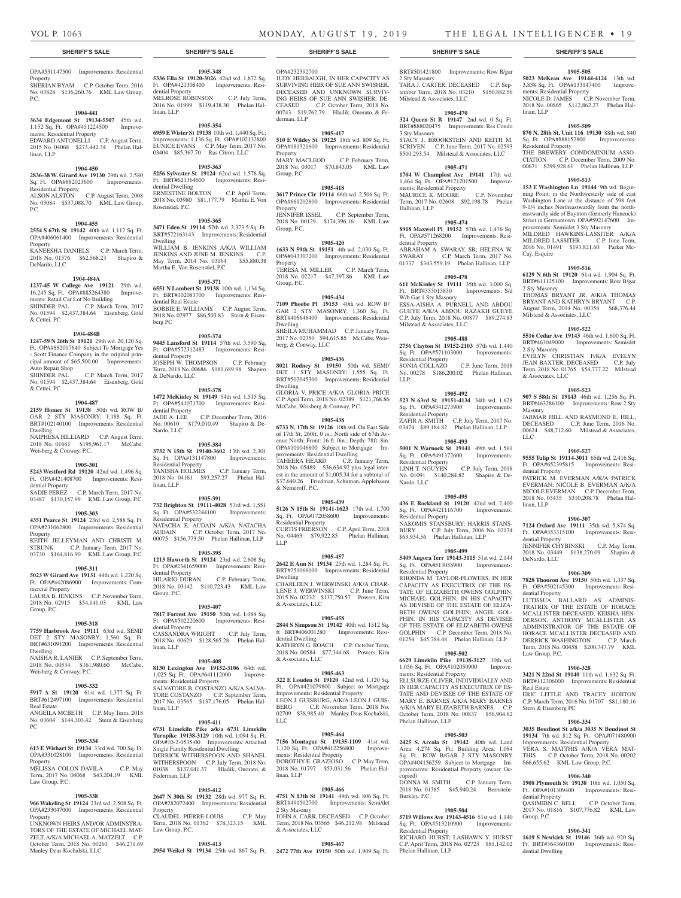OPA#531147500 Improvements: Residential Property

SHERIAN BYAM C.P. October Term, 2016 No. 03828 $136,260.76 KML Law Group, P.C.

**1904-441**

**3634 Edgemont St 19134-5507** 45th wd. 1,152 Sq. Ft. OPA#451224500 Improvements: Residential Property

EDWARD ANTONELLI C.P. August Term, 2015 No. 04068 $273,442.34 Phelan Hallinan, LLP

**1904-450**

**2836-38 W. Girard Ave 19130** 29th wd. 2,580 Sq. Ft. OPA#882023600 Improvements: Residential Property

ALSON ALSTON C.P. August Term, 2008 No. 03084 $537,088.70 KML Law Group, P.C.

**1904-455**

**2554 S 67th St 19142** 40th wd. 1,112 Sq. Ft. OPA#406061400 Improvements: Residential Property

KANEESHA DANIELS C.P. March Term, 2018 No. 01576 $62,568.23 Shapiro & DeNardo, LLC

**1904-484A**

**1237-45 W College Ave 19121** 29th wd. 16,245 Sq. Ft. OPA#885264380 Improvements: Retail Car Lot No Building

SHINDER PAL C.P. March Term, 2017 No. 01594 $2,437,384.64 Eisenberg, Gold & Cettei, PC

**1904-484B**

**1247-59 N 26th St 19121** 29th wd. 20,120 Sq. Ft. OPA#882017640 Subject To Mortgage Yes - Scott Finance Company in the original principal amount of $65,500.00 Improvements: Auto Repair Shop

SHINDER PAL C.P. March Term, 2017 No. 01594 $2,437,384.64 Eisenberg, Gold & Cettei, PC

**1904-487**

**2159 Homer St 19138** 50th wd. ROW B/ GAR 2 STY MASONRY; 1,188 Sq. Ft. BRT#102140100 Improvements: Residential Dwelling

NAIPHESA HILLIARD C.P. August Term, 2018 No. 01681 $195,961.17 McCabe, Weisberg & Conway, P.C.

**1905-301**

**5243 Westford Rd 19120** 42nd wd. 1,496 Sq. Ft. OPA#421408700 Improvements: Residential Property

SADIE PEREZ C.P. March Term, 2017 No. 03487 $130,157.99 KML Law Group, P.C.

**1905-303**

**4351 Pearce St 19124** 23rd wd. 2,588 Sq. Ft. OPA#231062800 Improvements: Residential Property

KEITH JELLEYMAN AND CHRISTI M. STRUNK C.P. January Term, 2017 No. 03730 $164,816.90 KML Law Group, P.C.

**1905-311**

**5023 W Girard Ave 19131** 44th wd. 1,220 Sq. Ft. OPA#442086900 Improvements: Commercial Property

LAURA B. JENKINS C.P. November Term, 2018 No. 02915 $54,141.03 KML Law Group, P.C.

**1905-318**

**7759 Hasbrook Ave 19111** 63rd wd. SEMI/ DET 2 STY MASONRY; 1,560 Sq. Ft. BRT#631091200 Improvements: Residential Dwelling

NAISHA R. LANIER C.P. September Term, 2018 No. 00534 $161,980.60 McCabe, Weisberg & Conway, P.C.

**1905-332**

**5917 A St 19120** 61st wd. 1,377 Sq. Ft. BRT#612497100 Improvements: Residential Real Estate

ANGEILA MCBETH C.P. May Term, 2018 No. 03604 $144,303.42 Stern & Eisenberg PC

**1905-334**

**613 E Wishart St 19134** 33rd wd. 700 Sq. Ft. OPA#331028100 Improvements: Residential Property

MELISSA COLON DAVILA C.P. May Term, 2017 No. 04068 $43,204.19 KML Law Group, P.C.

**1905-338**

**966 Wakeling St 19124** 23rd wd. 2,508 Sq. Ft. OPA#233047000 Improvements: Residential Property

UNKNOWN HEIRS AND/OR ADMINSTRATORS OF THE ESTATE OF MICHAEL MATZELT, A/K/A MICHAEL A. MATZELT C.P. October Term, 2018 No. 00260 $46,271.69 Manley Deas Kochalski, LLC

**1905-348**

**5336 Ella St 19120-3026** 42nd wd. 1,872 Sq. Ft. OPA#421308400 Improvements: Residential Property

MELROSE ROBINSON C.P. July Term, 2016 No. 01999 $119,438.30 Phelan Hallinan, LLP

**1905-354**

**6959 E Wister St 19138** 10th wd. 1,440 Sq. Ft.; Improvements: 1,136 Sq. Ft. OPA#102132800 EUNICE EVANS C.P. May Term, 2017 No. 03404 $85,367.70 Ras Citron, LLC

**1905-363**

**5256 Sylvester St 19124** 62nd wd. 1,578 Sq. Ft. BRT#621364600 Improvements: Residential Dwelling

ERNESTINE BOLTON C.P. April Term, 2018 No. 03980 $81,177.79 Martha E. Von Rosenstiel, P.C.

**1905-365**

**3471 Eden St 19114** 57th wd. 3,373.5 Sq. Ft. BRT#572163143 Improvements: Residential Dwelling

WILLIAM B. JENKINS A/K/A WILLIAM JENKINS AND JUNE M. JENKINS C.P. May Term, 2014 No. 03164 $55,880.38 Martha E. Von Rosenstiel, P.C.

**1905-371**

**6551 N Lambert St 19138** 10th wd. 1,134 Sq. Ft. BRT#102083700 Improvements: Residential Real Estate

BOBBIE E. WILLIAMS C.P. August Term, 2018 No. 02977 $86,503.83 Stern & Eisenberg PC

**1905-374**

**9445 Lansford St 19114** 57th wd. 3,590 Sq. Ft. OPA#572312483 Improvements: Residential Property

JOSEPH W. THOMPSON C.P. February Term, 2018 No. 00686 $181,689.98 Shapiro & DeNardo, LLC

**1905-378**

**1472 McKinley St 19149** 54th wd. 1,515 Sq. Ft. OPA#541071700 Improvements: Residential Property

JADE A. LEE C.P. December Term, 2016 No. 00610 $179,010.49 Shapiro & DeNardo, LLC

**1905-384**

**3732 N 15th St 19140-3602** 13th wd. 2,301 Sq. Ft. OPA#131147800 Improvements: Residential Property

TANISHA HOLMES C.P. January Term, 2018 No. 04161 $93,257.27 Phelan Hallinan, LLP

**1905-391**

**732 Brighton St 19111-4028** 53rd wd. 1,551 Sq. Ft. OPA#532244100 Improvements: Residential Property

NATACHA E. AUDAIN A/K/A NATACHA AUDAIN C.P. October Term, 2017 No. 00075 $156,773.50 Phelan Hallinan, LLP

**1905-395**

**1213 Haworth St 19124** 23rd wd. 2,608 Sq. Ft. OPA#2341659000 Improvements: Residential Property

HILARIO DURAN C.P. February Term, 2018 No. 03142 $110,723.43 KML Law Group, P.C.

**1905-407**

**7817 Forrest Ave 19150** 50th wd. 1,088 Sq. Ft. OPA#502220600 Improvements: Residential Property

CASSANDRA WRIGHT C.P. July Term, 2018 No. 00629 $128,565.28 Phelan Hallinan, LLP

**1905-408**

**8130 Lexington Ave 19152-3106** 64th wd. 1,025 Sq. Ft. OPA#641112000 Improvements: Residential Property

SALVATORE B. COSTANZO A/K/A SALVATORE COSTANZO C.P. September Term, 2017 No. 03565 $137,176.05 Phelan Hallinan, LLP

**1905-411**

**6731 Limekiln Pike a/k/a 6731 Limekiln Turnpike 19138-3129** 10th wd. 1,094 Sq. Ft. OPA#10-2-0535-00 Improvements: Attached Single Family Residential Dwelling

DERRICK WITHERSPOON AND SHANEL WITHERSPOON C.P. July Term, 2018 No. 01038 $137,041.37 Hladik, Onorato, & Federman, LLP

**1905-412**

**2647 N 30th St 19132** 28th wd. 977 Sq. Ft. OPA#282072400 Improvements: Residential Property

CLAUDEL PIERRE-LOUIS C.P. May Term, 2018 No. 01362 $78,323.15 KML Law Group, P.C.

**1905-413**

**2954 Weikel St 19134** 25th wd. 867 Sq. Ft. OPA#252392700

JUDY HERBAUGH, IN HER CAPACITY AS SURVIVING HEIR OF SUE ANN SWISHER, DECEASED AND UNKNOWN SURVIVING HEIRS OF SUE ANN SWISHER, DECEASED C.P. October Term, 2018 No. 00743 $19,762.79 Hladik, Onorato, & Federman, LLP

**1905-417**

**510 E Wildey St 19125** 18th wd. 809 Sq. Ft. OPA#181321600 Improvements: Residential Property

MARY MACLEOD C.P. February Term, 2018 No. 03017 $70,843.05 KML Law Group, P.C.

**1905-418**

**3617 Prince Cir 19114** 66th wd. 2,506 Sq. Ft. OPA#661202800 Improvements: Residential Property

JENNIFER ISSEL C.P. September Term, 2018 No. 00129 $174,396.16 KML Law Group, P.C.

**1905-420**

**1633 N 59th St 19151** 4th wd. 2,030 Sq. Ft. OPA#043307200 Improvements: Residential Property

TERESA M. MILLER C.P. March Term, 2018 No. 02217 $47,397.86 KML Law Group, P.C.

**1905-434**

**7109 Phoebe Pl 19153** 40th wd. ROW B/ GAR 2 STY MASONRY; 1,360 Sq. Ft. BRT#406646400 Improvements: Residential Dwelling

SHEILA MUHAMMAD C.P. January Term, 2017 No. 02350 $94,615.85 McCabe, Weisberg, & Conway, LLC

**1905-436**

**8021 Rodney St 19150** 50th wd. SEMI/ DET 1 STY MASONRY; 1,555 Sq. Ft. BRT#502045300 Improvements: Residential Dwelling

GLORIA V. PRICE A/K/A GLORIA PRICE C.P. April Term, 2018 No. 02389 $121,768.86 McCabe, Weisberg & Conway, P.C.

**1905-438**

**6733 N. 17th St 19126** 10th wd. On East Side of 17th St; 260ft. 0 in.; North side of 67th Avenue North; Front: 16 ft. 0in.; Depth: 78ft. 8in. OPA#101046800 Subject to Mortgage Improvements: Residential Dwelling

TAHEERA HEARD C.P. January Term, 2018 No. 05489 $36,634.92 plus legal interest in the amount of $1,005.34 for a subtotal of $37,640.26 Friedman, Schuman, Applebaum & Nemeroff, P.C.

**1905-439**

**5126 N 15th St 19141-1623** 17th wd. 1,700 Sq. Ft. OPA#172058600 Improvements: Residential Property

CURTIS FRIERSON C.P. April Term, 2018 No. 04463 $79,922.85 Phelan Hallinan, LLP

**1905-457**

**2642 E Ann St 19134** 25th wd. 1,284 Sq. Ft. BRT#251066100 Improvements: Residential Dwelling

CHARLEEN J. WERWINSKI A/K/A CHARLENE J. WERWINSKI C.P. June Term, 2015 No. 02232 $137,750.57 Powers, Kirn & Associates, LLC

**1905-458**

**2844 S Simpson St 19142** 40th wd. 1512 Sq. ft BRT#406001280 Improvements: Residential Dwelling

KATHRYN G. ROACH C.P. October Term, 2018 No. 00584 $77,344.68 Powers, Kirn & Associates, LLC

**1905-463**

**322 E Louden St 19120** 42nd wd. 1,120 Sq. Ft. OPA#421079800 Subject to Mortgage Improvements: Residential Property

LEON J. GUISBURG, A/K/A LEON J. GUISBERG C.P. November Term, 2018 No. 02709 $38,985.40 Manley Deas Kochalski, LLC

**1905-464**

**7156 Montague St 19135-1109** 41st wd. 1,120 Sq. Ft. OPA#412256800 Improvements: Residential Property

DOROTHY E. GRAZIOSO C.P. May Term, 2018 No. 01797 $53,031.56 Phelan Hallinan, LLP

**1905-466**

**4751 N 13th St 19141** 49th wd. 806 Sq. Ft. BRT#491502700 Improvements: Semi/det 2 Sty Masonry

JOHN A. CARR, DECEASED C.P. October Term, 2018 No. 03565 $46,212.98 Milstead & Associates, LLC

**1905-467**

**2472 77th Ave 19150** 50th wd. 1,909 Sq. Ft. BRT#501421800 Improvements: Row B/gar 2 Sty Masonry

TARA J. CARTER, DECEASED C.P. September Term, 2018 No. 03210 $150,882.56 Milstead & Associates, LLC

**1905-470**

**324 Queen St B 19147** 2nd wd. 0 Sq. Ft. BRT#888020475 Improvements: Res Condo 3 Sty Masonry

STACY J. BROOKSTEIN AND KEITH M. SCRIVEN C.P. June Term, 2017 No. 02593 $500,293.54 Milstead & Associates, LLC

**1905-471**

**1704 W Champlost Ave 19141** 17th wd. 1,464 Sq. Ft. OPA#171201500 Improvements: Residential Property

MAURICE K. MOORE C.P. November Term, 2017 No. 02608 $92,198.78 Phelan Hallinan, LLP

**1905-474**

**8918 Maxwell Pl 19152** 57th wd. 1,476 Sq. Ft. OPA#571268200 Improvements: Residential Property

ABRAHAM A. SWARAY, SR; HELENA W. SWARAY C.P. March Term, 2017 No. 01337 $343,559.19 Phelan Hallinan, LLP

**1905-478**

**611 McKinley St 19111** 35th wd. 3,000 Sq. Ft. BRT#353013830 Improvements: S/d W/b Gar 1 Sty Masonry

ESSA-AISHA A. PURNELL AND ABDOU GUEYE A/K/A ABDOU RAZAKH GUEYE C.P. July Term, 2018 No. 00877 $89,274.83 Milstead & Associates, LLC

**1905-488**

**2756 Clayton St 19152-2103** 57th wd. 1,440 Sq. Ft. OPA#571103000 Improvements: Residential Property

SONIA COLLAZO C.P. June Term, 2018 No. 00278 $186,200.02 Phelan Hallinan, LLP

**1905-492**

**523 N 63rd St 19151-4134** 34th wd. 1,628 Sq. Ft. OPA#341273900 Improvements: Residential Property

ZAFIR A. SMITH C.P. July Term, 2017 No. 03474 $89,184.82 Phelan Hallinan, LLP

**1905-493**

**5001 N Warnock St 19141** 49th wd. 1,561 Sq. Ft. OPA#491372600 Improvements: Residential Property

LINH T. NGUYEN C.P. July Term, 2018 No. 01091 $140,284.82 Shapiro & DeNardo, LLC

**1905-495**

**436 E Rockland St 19120** 42nd wd. 2,400 Sq. Ft. OPA#421116700 Improvements: Residential Property

NAKOMIS STANSBURY; HARRIS STANSBURY C.P. July Term, 2006 No. 02174 $63,934.56 Phelan Hallinan, LLP

**1905-499**

**5409 Angora Terr 19143-3115** 51st wd. 2,144 Sq. Ft. OPA#513058900 Improvements: Residential Property

RHONDA M. TAYLOR-FLOWERS, IN HER CAPACITY AS EXECUTRIX OF THE ESTATE OF ELIZABETH OWENS GOLPHIN; MICHAEL GOLPHIN, IN HIS CAPACITY AS DEVISEE OF THE ESTATE OF ELIZABETH OWENS GOLPHIN; ANGEL GOLPHIN, IN HIS CAPACITY AS DEVISEE OF THE ESTATE OF ELIZABETH OWENS GOLPHIN C.P. December Term, 2018 No. 01254 $45,784.48 Phelan Hallinan, LLP

**1905-502**

**6629 Limekiln Pike 19138-3127** 10th wd. 1,056 Sq. Ft. OPA#102050900 Improvements: Residential Property

ELLSURZE OLIVER, INDIVIDUALLY AND IN HER CAPACITY AS EXECUTRIX OF ESTATE AND DEVISEE OF THE ESTATE OF MARY E. BARNES A/K/A MARY BARNES A/K/A MARY ELIZABETH BARNES C.P. October Term, 2018 No. 00837 $56,904.62 Phelan Hallinan, LLP

**1905-503**

**2425 S. Arcola St 19142** 40th wd. Land Area: 4,274 Sq. Ft.; Building Area: 1,084 Sq. Ft.; ROW B/GAR 2 STY MASONRY OPA#404156259 Subject to Mortgage Improvements: Residential Property (owner Occupied)

DONNA M. SMITH C.P. January Term, 2018 No. 01385 $45,940.24 Bernstein-Burkley, P.C.

**1905-504**

**5719 Willows Ave 19143-4516** 51st wd. 1,140 Sq. Ft. OPA#513210900 Improvements: Residential Property

RICHARD HURST; LASHAWN Y. HURST C.P. April Term, 2018 No. 02723 $81,142.02 Phelan Hallinan, LLP

**1905-505**

**5023 McKean Ave 19144-4124** 13th wd. 3,838 Sq. Ft. OPA#133147400 Improvements: Residential Property

NICOLE D. JAMES C.P. November Term, 2018 No. 00865 $112,862.27 Phelan Hallinan, LLP

**1905-509**

**870 N. 28th St, Unit 116 19130** 88th wd. 840 Sq. Ft. OPA#888152800 Improvements: Residential Property

THE BREWERY CONDOMINIUM ASSOCIATION C.P. December Term, 2009 No. 00671 $299,928.61 Phelan Hallinan, LLP

**1905-513**

**153 E Washington Ln 19144** 9th wd. Beginning Point: in the Northwesterly side of east Washington Lane at the distance of 598 feet 9-1/4 inches Northeastwardly from the northeastwardly side of Baynton (formerly Hancock) Street in Germantown OPA#592147600 Improvements: Semi/det 3 Sty Masonry

MILDRED HAWKINS-LASSITER A/K/A MILDRED LASSITER C.P. June Term, 2016 No. 01491 $193,821.60 Parker McCay, Esquire

**1905-516**

**6129 N 6th St 19120** 61st wd. 1,904 Sq. Ft. BRT#611125100 Improvements: Row B/gar 2 Sty Masonry

THOMAS BRYANT JR. A/K/A THOMAS BRYANT AND KATHRYN BRYANT C.P. August Term, 2014 No. 00358 $68,376.44 Milstead & Associates, LLC

**1905-522**

**5516 Cedar Ave 19143** 46th wd. 1,600 Sq. Ft. BRT#463049000 Improvements: Semi/det 2 Sty Masonry

EVELYN CHRISTIAN F/K/A EVELYN JEAN BAXTER, DECEASED C.P. July Term, 2018 No. 01765 $54,777.22 Milstead & Associates, LLC

**1905-523**

**907 S 58th St 19143** 46th wd. 1,256 Sq. Ft. BRT#463286100 Improvements: Row 2 Sty Masonry

JARMAR HILL AND RAYMOND E. HILL, DECEASED C.P. June Term, 2016 No. 00624 $48,712.60 Milstead & Associates, LLC

**1905-527**

**9555 Tulip St 19114-3011** 65th wd. 2,416 Sq. Ft. OPA#652395815 Improvements: Residential Property

PATRICK M. EVERMAN A/K/A PATRICK EVERMAN; NICOLE B. EVERMAN A/K/A NICOLE EVERMAN C.P. December Term, 2018 No. 03435 $310,208.78 Phelan Hallinan, LLP

**1906-307**

**7124 Oxford Ave 19111** 35th wd. 5,874 Sq. Ft. OPA#353315100 Improvements: Residential Property

JENNIFER CHYBINSKI C.P. May Term, 2018 No. 03449 $138,270.09 Shapiro & DeNardo, LLC

**1906-309**

**7828 Thouron Ave 19150** 50th wd. 1,337 Sq. Ft. OPA#502145300 Improvements: Residential Property

LUTISSUA BALLARD AS ADMINISTRATRIX OF THE ESTATE OF HORACE MCALLISTER DECEASED, KEISHA HENDERSON, ANTHONY MCALLISTER AS ADMINISTRATOR OF THE ESTATE OF HORACE MCALLISTER DECEASED AND DERRICK WASHINGTON C.P. March Term, 2018 No. 00458 $200,747.79 KML Law Group, P.C.

**1906-328**

**3421 N 22nd St 19140** 11th wd. 1,632 Sq. Ft. BRT#112306000 Improvements: Residential Real Estate

ERIC LITTLE AND TRACEY HORTON C.P. March Term, 2016 No. 01707 $81,180.16 Stern & Eisenberg PC

**1906-334**

**3035 Boudinot St a/k/a 3035 N Boudinot St 19134** 7th wd. 812 Sq. Ft. OPA#071480900 Improvements: Residential Property

VERA S. MATTHIS A/K/A VERA MATTHIS C.P. October Term, 2018 No. 00202 $66,655.62 KML Law Group, P.C.

**1906-340**

**1908 Plymouth St 19138** 10th wd. 1,050 Sq. Ft. OPA#101309400 Improvements: Residential Property

QASIMIBN C. BELL C.P. October Term, 2017 No. 01816 $107,776.82 KML Law Group, P.C.

**1906-341**

**1619 S Newkirk St 19146** 36th wd. 920 Sq. Ft. BRT#364360100 Improvements: Residential Dwelling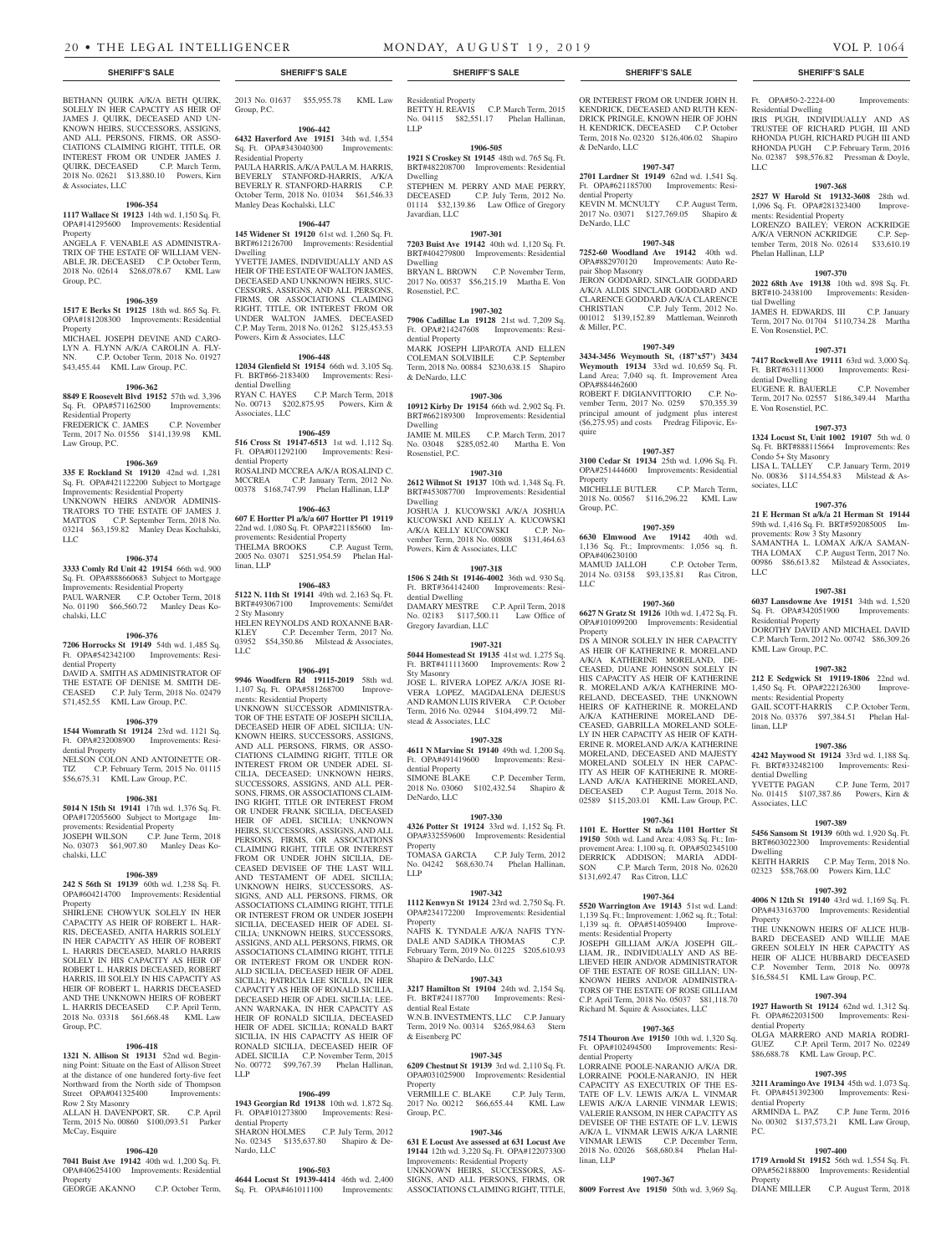**SHERIFF'S SALE**

BETHANN QUIRK A/K/A BETH QUIRK, SOLELY IN HER CAPACITY AS HEIR OF JAMES J. QUIRK, DECEASED AND UNKNOWN HEIRS, SUCCESSORS, ASSIGNS, AND ALL PERSONS, FIRMS, OR ASSOCIATIONS CLAIMING RIGHT, TITLE, OR INTEREST FROM OR UNDER JAMES J. QUIRK, DECEASED C.P. March Term, 2018 No. 02621 $13,880.10 Powers, Kirn & Associates, LLC

**1906-354**

**1117 Wallace St 19123** 14th wd. 1,150 Sq. Ft. OPA#141295600 Improvements: Residential Property

ANGELA F. VENABLE AS ADMINISTRATRIX OF THE ESTATE OF WILLIAM VENABLE, JR. DECEASED C.P. October Term, 2018 No. 02614 $268,078.67 KML Law Group, P.C.

**1906-359**

**1517 E Berks St 19125** 18th wd. 865 Sq. Ft. OPA#181208300 Improvements: Residential Property

MICHAEL JOSEPH DEVINE AND CAROLYN A. FLYNN A/K/A CAROLIN A. FLYNN. C.P. October Term, 2018 No. 01927 $43,455.44 KML Law Group, P.C.

**1906-362**

**8849 E Roosevelt Blvd 19152** 57th wd. 3,396 Sq. Ft. OPA#571162500 Improvements: Residential Property

FREDERICK C. JAMES C.P. November Term, 2017 No. 01556 $141,139.98 KML Law Group, P.C.

**1906-369**

**335 E Rockland St 19120** 42nd wd. 1,281 Sq. Ft. OPA#421122200 Subject to Mortgage Improvements: Residential Property

UNKNOWN HEIRS AND/OR ADMINISTRATORS TO THE ESTATE OF JAMES J. MATTOS C.P. September Term, 2018 No. 03214 $63,159.82 Manley Deas Kochalski, LLC

**1906-374**

**3333 Comly Rd Unit 42 19154** 66th wd. 900 Sq. Ft. OPA#888660683 Subject to Mortgage Improvements: Residential Property

PAUL WARNER C.P. October Term, 2018 No. 01190 $66,560.72 Manley Deas Kochalski, LLC

**1906-376**

**7206 Horrocks St 19149** 54th wd. 1,485 Sq. Ft. OPA#542342100 Improvements: Residential Property

DAVID A. SMITH AS ADMINISTRATOR OF THE ESTATE OF DENISE M. SMITH DECEASED C.P. July Term, 2018 No. 02479 $71,452.55 KML Law Group, P.C.

**1906-379**

**1544 Womrath St 19124** 23rd wd. 1121 Sq. Ft. OPA#232008900 Improvements: Residential Property

NELSON COLON AND ANTOINETTE ORTIZ C.P. February Term, 2015 No. 01115 $56,675.31 KML Law Group, P.C.

**1906-381**

**5014 N 15th St 19141** 17th wd. 1,376 Sq. Ft. OPA#172055600 Subject to Mortgage Improvements: Residential Property

JOSEPH WILSON C.P. June Term, 2018 No. 03073 $61,907.80 Manley Deas Kochalski, LLC

**1906-389**

**242 S 56th St 19139** 60th wd. 1,238 Sq. Ft. OPA#604214700 Improvements: Residential Property

SHIRLENE CHOWYUK SOLELY IN HER CAPACITY AS HEIR OF ROBERT L. HARRIS, DECEASED, ANITA HARRIS SOLELY IN HER CAPACITY AS HEIR OF ROBERT L. HARRIS DECEASED, MARLO HARRIS SOLELY IN HIS CAPACITY AS HEIR OF ROBERT L. HARRIS DECEASED, ROBERT HARRIS, III SOLELY IN HIS CAPACITY AS HEIR OF ROBERT L. HARRIS DECEASED AND THE UNKNOWN HEIRS OF ROBERT L. HARRIS DECEASED C.P. April Term, 2018 No. 03318 $61,668.48 KML Law Group, P.C.

**1906-418**

**1321 N. Allison St 19131** 52nd wd. Beginning Point: Situate on the East of Allison Street at the distance of one hundered forty-five feet Northward from the North side of Thompson Street OPA#041325400 Improvements: Row 2 Sty Masonry

ALLAN H. DAVENPORT, SR. C.P. April Term, 2015 No. 00860 $100,093.51 Parker McCay, Esquire

**1906-420**

**7041 Buist Ave 19142** 40th wd. 1,200 Sq. Ft. OPA#406254100 Improvements: Residential Property

GEORGE AKANNO C.P. October Term, 2013 No. 01637 $55,955.78 KML Law Group, P.C.

**1906-442**

**6432 Haverford Ave 19151** 34th wd. 1,554 Sq. Ft. OPA#343040300 Improvements: Residential Property

PAULA HARRIS, A/K/A PAULA M. HARRIS, BEVERLY STANFORD-HARRIS, A/K/A BEVERLY R. STANFORD-HARRIS C.P. October Term, 2018 No. 01034 $61,546.33 Manley Deas Kochalski, LLC

**1906-447**

**145 Widener St 19120** 61st wd. 1,260 Sq. Ft. BRT#612126700 Improvements: Residential Dwelling

YVETTE JAMES, INDIVIDUALLY AND AS HEIR OF THE ESTATE OF WALTON JAMES, DECEASED AND UNKNOWN HEIRS, SUCCESSORS, ASSIGNS, AND ALL PERSONS, FIRMS, OR ASSOCIATIONS CLAIMING RIGHT, TITLE, OR INTEREST FROM OR UNDER WALTON JAMES, DECEASED C.P. May Term, 2018 No. 01262 $125,453.53 Powers, Kirn & Associates, LLC

**1906-448**

**12034 Glenfield St 19154** 66th wd. 3,105 Sq. Ft. BRT#66-2183400 Improvements: Residential Dwelling

RYAN C. HAYES C.P. March Term, 2018 No. 00713 $202,875.95 Powers, Kirn & Associates, LLC

**1906-459**

**516 Cross St 19147-6513** 1st wd. 1,112 Sq. Ft. OPA#011292100 Improvements: Residential Property

ROSALIND MCCREA A/K/A ROSALIND C. MCCREA C.P. January Term, 2012 No. 00378 $168,747.99 Phelan Hallinan, LLP

**1906-463**

**607 E Hortter Pl a/k/a 607 Hortter Pl 19119** 22nd wd. 1,080 Sq. Ft. OPA#221185600 Improvements: Residential Property

THELMA BROOKS C.P. August Term, 2005 No. 03071 $251,954.59 Phelan Hallinan, LLP

**1906-483**

**5122 N. 11th St 19141** 49th wd. 2,163 Sq. Ft. BRT#493067100 Improvements: Semi/det 2 Sty Masonry

HELEN REYNOLDS AND ROXANNE BARKLEY C.P. December Term, 2017 No. 03952 $54,350.86 Milstead & Associates, LLC

**1906-491**

**9946 Woodfern Rd 19115-2019** 58th wd. 1,107 Sq. Ft. OPA#581268700 Improvements: Residential Property

UNKNOWN SUCCESSOR ADMINISTRATOR OF THE ESTATE OF JOSEPH SICILIA, DECEASED HEIR OF ADEL SICILIA; UNKNOWN HEIRS, SUCCESSORS, ASSIGNS, AND ALL PERSONS, FIRMS, OR ASSOCIATIONS CLAIMING RIGHT, TITLE OR INTEREST FROM OR UNDER ADEL SICILIA, DECEASED; UNKNOWN HEIRS, SUCCESSORS, ASSIGNS, AND ALL PERSONS, FIRMS, OR ASSOCIATIONS CLAIMING RIGHT, TITLE OR INTEREST FROM OR UNDER FRANK SICILIA, DECEASED HEIR OF ADEL SICILIA; UNKNOWN HEIRS, SUCCESSORS, ASSIGNS, AND ALL PERSONS, FIRMS, OR ASSOCIATIONS CLAIMING RIGHT, TITLE OR INTEREST FROM OR UNDER JOHN SICILIA, DECEASED DEVISEE OF THE LAST WILL AND TESTAMENT OF ADEL SICILIA; UNKNOWN HEIRS, SUCCESSORS, ASSIGNS, AND ALL PERSONS, FIRMS, OR ASSOCIATIONS CLAIMING RIGHT, TITLE OR INTEREST FROM OR UNDER JOSEPH SICILIA, DECEASED HEIR OF ADEL SICILIA; UNKNOWN HEIRS, SUCCESSORS, ASSIGNS, AND ALL PERSONS, FIRMS, OR ASSOCIATIONS CLAIMING RIGHT, TITLE OR INTEREST FROM OR UNDER RONALD SICILIA, DECEASED HEIR OF ADEL SICILIA; PATRICIA LEE SICILIA, IN HER CAPACITY AS HEIR OF RONALD SICILIA, DECEASED HEIR OF ADEL SICILIA; LEEANN WARNAKA, IN HER CAPACITY AS HEIR OF RONALD SICILIA, DECEASED HEIR OF ADEL SICILIA; RONALD BART SICILIA, IN HIS CAPACITY AS HEIR OF RONALD SICILIA, DECEASED HEIR OF ADEL SICILIA C.P. November Term, 2015 No. 00772 $99,767.39 Phelan Hallinan, LLP

**1906-499**

**1943 Georgian Rd 19138** 10th wd. 1,872 Sq. Ft. OPA#101273800 Improvements: Residential Property

SHARON HOLMES C.P. July Term, 2012 No. 02345 $135,637.80 Shapiro & DeNardo, LLC

**1906-503**

**4644 Locust St 19139-4414** 46th wd. 2,400 Sq. Ft. OPA#461011100 Improvements: Residential Property

BETTY H. REAVIS C.P. March Term, 2015 No. 04115 $82,551.17 Phelan Hallinan, LLP

**1906-505**

**1921 S Croskey St 19145** 48th wd. 765 Sq. Ft. BRT#482208700 Improvements: Residential Dwelling

STEPHEN M. PERRY AND MAE PERRY, DECEASED C.P. July Term, 2012 No. 01114 $32,139.86 Law Office of Gregory Javardian, LLC

**1907-301**

**7203 Buist Ave 19142** 40th wd. 1,120 Sq. Ft. BRT#404279800 Improvements: Residential Dwelling

BRYAN L. BROWN C.P. November Term, 2017 No. 00537 $56,215.19 Martha E. Von Rosenstiel, P.C.

**1907-302**

**7906 Cadillac Ln 19128** 21st wd. 7,209 Sq. Ft. OPA#214247608 Improvements: Residential Property

MARK JOSEPH LIPAROTA AND ELLEN COLEMAN SOLVIBILE C.P. September Term, 2018 No. 00884 $230,638.15 Shapiro & DeNardo, LLC

**1907-306**

**10912 Kirby Dr 19154** 66th wd. 2,902 Sq. Ft. BRT#662189300 Improvements: Residential Dwelling

JAMIE M. MILES C.P. March Term, 2017 No. 03048 $285,052.40 Martha E. Von Rosenstiel, P.C.

**1907-310**

**2612 Wilmot St 19137** 10th wd. 1,348 Sq. Ft. BRT#453087700 Improvements: Residential Dwelling

JOSHUA J. KUCOWSKI A/K/A JOSHUA KUCOWSKI AND KELLY A. KUCOWSKI A/K/A KELLY KUCOWSKI C.P. November Term, 2018 No. 00808 $131,464.63 Powers, Kirn & Associates, LLC

**1907-318**

**1506 S 24th St 19146-4002** 36th wd. 930 Sq. Ft. BRT#364142400 Improvements: Residential Dwelling

DAMARY MESTRE C.P. April Term, 2018 No. 02183 $117,500.11 Law Office of Gregory Javardian, LLC

**1907-321**

**5044 Homestead St 19135** 41st wd. 1,275 Sq. Ft. BRT#411113600 Improvements: Row 2 Sty Masonry

JOSE L. RIVERA LOPEZ A/K/A JOSE RIVERA LOPEZ, MAGDALENA DEJESUS AND RAMON LUIS RIVERA C.P. October Term, 2016 No. 02944 $104,499.72 Milstead & Associates, LLC

**1907-328**

**4611 N Marvine St 19140** 49th wd. 1,200 Sq. Ft. OPA#491419600 Improvements: Residential Property

SIMONE BLAKE C.P. December Term, 2018 No. 03060 $102,432.54 Shapiro & DeNardo, LLC

**1907-330**

**4326 Potter St 19124** 33rd wd. 1,152 Sq. Ft. OPA#332559600 Improvements: Residential Property

TOMASA GARCIA C.P. July Term, 2012 No. 04242 $68,630.74 Phelan Hallinan, LLP

**1907-342**

**1112 Kenwyn St 19124** 23rd wd. 2,750 Sq. Ft. OPA#234172200 Improvements: Residential Property

NAFIS K. TYNDALE A/K/A NAFIS TYNDALE AND SADIKA THOMAS C.P. February Term, 2019 No. 01225 $205,610.93 Shapiro & DeNardo, LLC

**1907-343**

**3217 Hamilton St 19104** 24th wd. 2,154 Sq. Ft. BRT#241187700 Improvements: Residential Real Estate

W.N.B. INVESTMENTS, LLC C.P. January Term, 2019 No. 00314 $265,984.63 Stern & Eisenberg PC

**1907-345**

**6209 Chestnut St 19139** 3rd wd. 2,110 Sq. Ft. OPA#031025900 Improvements: Residential Property

VERMILLE C. BLAKE C.P. July Term, 2017 No. 00212 $66,655.44 KML Law Group, P.C.

**1907-346**

**631 E Locust Ave assessed at 631 Locust Ave 19144** 12th wd. 3,220 Sq. Ft. OPA#122073300 Improvements: Residential Property

UNKNOWN HEIRS, SUCCESSORS, ASSIGNS, AND ALL PERSONS, FIRMS, OR ASSOCIATIONS CLAIMING RIGHT, TITLE, OR INTEREST FROM OR UNDER JOHN H. KENDRICK, DECEASED AND RUTH KENDRICK PRINGLE, KNOWN HEIR OF JOHN H. KENDRICK, DECEASED C.P. October Term, 2018 No. 02320 $126,406.02 Shapiro & DeNardo, LLC

**1907-347**

**2701 Lardner St 19149** 62nd wd. 1,541 Sq. Ft. OPA#621185700 Improvements: Residential Property

KEVIN M. MCNULTY C.P. August Term, 2017 No. 03071 $127,769.05 Shapiro & DeNardo, LLC

**1907-348**

**7252-60 Woodland Ave 19142** 40th wd. OPA#882970120 Improvements: Auto Repair Shop Masonry

JERON GODDARD, SINCLAIR GODDARD A/K/A ALDIS SINCLAIR GODDARD AND CLARENCE GODDARD A/K/A CLARENCE CHRISTIAN C.P. July Term, 2012 No. 001012 $139,152.89 Mattleman, Weinroth & Miller, P.C.

**1907-349**

**3434-3456 Weymouth St, (187'x57') 3434 Weymouth St 19134** 33rd wd. 10,659 Sq. Ft. Land Area; 7,040 sq. ft. Improvement Area OPA#884462600

ROBERT F. DIGIANVITTORIO C.P. November Term, 2017 No. 0259 $70,355.39 principal amount of judgment plus interest ($6,275.95) and costs Predrag Filipovic, Esquire

**1907-357**

**3100 Cedar St 19134** 25th wd. 1,096 Sq. Ft. OPA#251444600 Improvements: Residential Property

MICHELLE BUTLER C.P. March Term, 2018 No. 00567 $116,296.22 KML Law Group, P.C.

**1907-359**

**6630 Elmwood Ave 19142** 40th wd. 1,136 Sq. Ft.; Improvements: 1,056 sq. ft. OPA#406230100

MAMUD JALLOH C.P. October Term, 2014 No. 03158 $93,135.81 Ras Citron, LLC

**1907-360**

**6627 N Gratz St 19126** 10th wd. 1,472 Sq. Ft. OPA#101099200 Improvements: Residential Property

DS A MINOR SOLELY IN HER CAPACITY AS HEIR OF KATHERINE R. MORELAND A/K/A KATHERINE MORELAND, DECEASED, DUANE JOHNSON SOLELY IN HIS CAPACITY AS HEIR OF KATHERINE R. MORELAND A/K/A KATHERINE MORELAND, DECEASED, THE UNKNOWN HEIRS OF KATHERINE R. MORELAND A/K/A KATHERINE MORELAND DECEASED, GABRILLA MORELAND SOLELY IN HER CAPACITY AS HEIR OF KATHERINE R. MORELAND A/K/A KATHERINE MORELAND, DECEASED AND MAJESTY MORELAND SOLELY IN HER CAPACITY AS HEIR OF KATHERINE R. MORELAND A/K/A KATHERINE MORELAND, DECEASED C.P. August Term, 2018 No. 02589 $115,203.01 KML Law Group, P.C.

**1907-361**

**1101 E. Hortter St n/k/a 1101 Hortter St 19150** 50th wd. Land Area: 4,083 Sq. Ft.; Improvement Area: 1,100 sq. ft. OPA#502345100

DERRICK ADDISON; MARIA ADDISON C.P. March Term, 2018 No. 02620 $131,692.47 Ras Citron, LLC

**1907-364**

**5520 Warrington Ave 19143** 51st wd. Land: 1,139 Sq. Ft.; Improvement: 1,062 sq. ft.; Total: 1,139 sq. ft. OPA#514059400 Improvements: Residential Property

JOSEPH GILLIAM A/K/A JOSEPH GILLIAM, JR., INDIVIDUALLY AND AS BELIEVED HEIR AND/OR ADMINISTRATOR OF THE ESTATE OF ROSE GILLIAN; UNKNOWN HEIRS AND/OR ADMINISTRATORS OF THE ESTATE OF ROSE GILLIAM C.P. April Term, 2018 No. 05037 $81,118.70 Richard M. Squire & Associates, LLC

**1907-365**

**7514 Thouron Ave 19150** 10th wd. 1,320 Sq. Ft. OPA#102494500 Improvements: Residential Property

LORRAINE POOLE-NARANJO A/K/A DR. LORRAINE POOLE-NARANJO, IN HER CAPACITY AS EXECUTRIX OF THE ESTATE OF L.V. LEWIS A/K/A L. VINMAR LEWIS A/K/A LARNIE VINMAR LEWIS; VALERIE RANSOM, IN HER CAPACITY AS DEVISEE OF THE ESTATE OF L.V. LEWIS A/K/A L. VINMAR LEWIS A/K/A LARNIE VINMAR LEWIS C.P. December Term, 2018 No. 02026 $68,680.84 Phelan Hallinan, LLP

**1907-367**

**8009 Forrest Ave 19150** 50th wd. 3,969 Sq. Ft. OPA#50-2-2224-00 Improvements: Residential Dwelling

IRIS PUGH, INDIVIDUALLY AND AS TRUSTEE OF RICHARD PUGH. III AND RHONDA PUGH, RICHARD PUGH III AND RHONDA PUGH C.P. February Term, 2016 No. 02387 $98,576.82 Pressman & Doyle, LLC

**1907-368**

**2527 W Harold St 19132-3608** 28th wd. 1,096 Sq. Ft. OPA#281323400 Improvements: Residential Property

LORENZO BAILEY; VERON ACKRIDGE A/K/A VERNON ACKRIDGE C.P. September Term, 2018 No. 02614 $33,610.19 Phelan Hallinan, LLP

**1907-370**

**2022 68th Ave 19138** 10th wd. 898 Sq. Ft. BRT#10-2438100 Improvements: Residential Dwelling

JAMES H. EDWARDS, III C.P. January Term, 2017 No. 01704 $110,734.28 Martha E. Von Rosenstiel, P.C.

**1907-371**

**7417 Rockwell Ave 19111** 63rd wd. 3,000 Sq. Ft. BRT#631113000 Improvements: Residential Dwelling

EUGENE R. BAUERLE C.P. November Term, 2017 No. 02557 $186,349.44 Martha E. Von Rosenstiel, P.C.

**1907-373**

**1324 Locust St, Unit 1002 19107** 5th wd. 0 Sq. Ft. BRT#888115664 Improvements: Res Condo 5+ Sty Masonry

LISA L. TALLEY C.P. January Term, 2019 No. 00836 $114,554.83 Milstead & Associates, LLC

**1907-376**

**21 E Herman St a/k/a 21 Herman St 19144** 59th wd. 1,416 Sq. Ft. BRT#592085005 Improvements: Row 3 Sty Masonry

SAMANTHA L. LOMAX A/K/A SAMANTHA LOMAX C.P. August Term, 2017 No. 00986 $86,613.82 Milstead & Associates, LLC

**1907-381**

**6037 Lansdowne Ave 19151** 34th wd. 1,520 Sq. Ft. OPA#342051900 Improvements: Residential Property

DOROTHY DAVID AND MICHAEL DAVID C.P. March Term, 2012 No. 00742 $86,309.26 KML Law Group, P.C.

**1907-382**

**212 E Sedgwick St 19119-1806** 22nd wd. 1,450 Sq. Ft. OPA#222126300 Improvements: Residential Property

GAIL SCOTT-HARRIS C.P. October Term, 2018 No. 03376 $97,384.51 Phelan Hallinan, LLP

**1907-386**

**4242 Maywood St 19124** 33rd wd. 1,188 Sq. Ft. BRT#332482100 Improvements: Residential Dwelling

YVETTE PAGAN C.P. June Term, 2017 No. 01415 $107,387.86 Powers, Kirn & Associates, LLC

**1907-389**

**5456 Sansom St 19139** 60th wd. 1,920 Sq. Ft. BRT#603022300 Improvements: Residential Dwelling

KEITH HARRIS C.P. May Term, 2018 No. 02323 $58,768.00 Powers Kirn, LLC

**1907-392**

**4006 N 12th St 19140** 43rd wd. 1,169 Sq. Ft. OPA#433163700 Improvements: Residential Property

THE UNKNOWN HEIRS OF ALICE HUBBARD DECEASED AND WILLIE MAE GREEN SOLELY IN HER CAPACITY AS HEIR OF ALICE HUBBARD DECEASED C.P. November Term, 2018 No. 00978 $16,584.51 KML Law Group, P.C.

**1907-394**

**1927 Haworth St 19124** 62nd wd. 1,312 Sq. Ft. OPA#622031500 Improvements: Residential Property

OLGA MARRERO AND MARIA RODRIGUEZ C.P. April Term, 2017 No. 02249 $86,688.78 KML Law Group, P.C.

**1907-395**

**3211 Aramingo Ave 19134** 45th wd. 1,073 Sq. Ft. OPA#451392300 Improvements: Residential Property

ARMINDA L. PAZ C.P. June Term, 2016 No. 00302 $137,573.21 KML Law Group, P.C.

**1907-400**

**1719 Arnold St 19152** 56th wd. 1,554 Sq. Ft. OPA#562188800 Improvements: Residential Property

DIANE MILLER C.P. August Term, 2018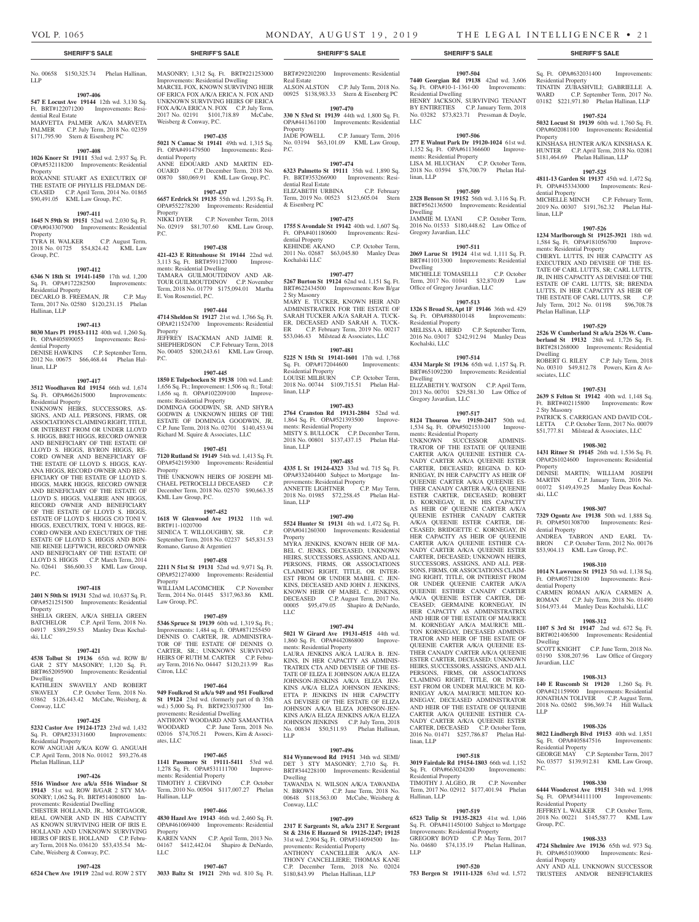No. 00658 $150,325.74 Phelan Hallinan, LLP

**1907-406**

**547 E Locust Ave 19144** 12th wd. 3,130 Sq. Ft. BRT#122071200 Improvements: Residential Real Estate

MARVETTA PALMER A/K/A MARVETA PALMER C.P. July Term, 2018 No. 02359 $171,795.90 Stern & Eisenberg PC

**1907-408**

**1026 Knorr St 19111** 53rd wd. 2,937 Sq. Ft. OPA#532118200 Improvements: Residential Property

ROXANNE STUART AS EXECUTRIX OF THE ESTATE OF PHYLLIS FELDMAN DECEASED C.P. April Term, 2014 No. 01865 $90,491.05 KML Law Group, P.C.

**1907-411**

**1645 N 59th St 19151** 52nd wd. 2,030 Sq. Ft. OPA#043307900 Improvements: Residential Property

TYRA H. WALKER C.P. August Term, 2018 No. 01725 $54,824.42 KML Law Group, P.C.

**1907-412**

**6346 N 18th St 19141-1450** 17th wd. 1,200 Sq. Ft. OPA#172282500 Improvements: Residential Property

DECARLO B. FREEMAN, JR C.P. May Term, 2017 No. 02580 $120,231.15 Phelan Hallinan, LLP

**1907-413**

**8030 Mars Pl 19153-1112** 40th wd. 1,260 Sq. Ft. OPA#405890055 Improvements: Residential Property

DENISE HAWKINS C.P. September Term, 2012 No. 00675 $66,468.44 Phelan Hallinan, LLP

**1907-417**

**3512 Woodhaven Rd 19154** 66th wd. 1,674 Sq. Ft. OPA#662615000 Improvements: Residential Property

UNKNOWN HEIRS, SUCCESSORS, ASSIGNS, AND ALL PERSONS, FIRMS, OR ASSOCIATIONS CLAIMING RIGHT, TITLE, OR INTEREST FROM OR UNDER LLOYD S. HIGGS, BRET HIGGS, RECORD OWNER AND BENEFICIARY OF THE ESTATE OF LLOYD S. HIGGS, BYRON HIGGS, RECORD OWNER AND BENEFICIARY OF THE ESTATE OF LLOYD S. HIGGS, KAYANA HIGGS, RECORD OWNER AND BENEFICIARY OF THE ESTATE OF LLOYD S. HIGGS, MARK HIGGS, RECORD OWNER AND BENEFICIARY OF THE ESTATE OF LLOYD S. HIGGS, VALERIE ANN HIGGS, RECORD OWNER AND BENEFICIARY OF THE ESTATE OF LLOYD S. HIGGS, ESTATE OF LLOYD S. HIGGS C/O TONI V. HIGGS, EXECUTRIX, TONI V. HIGGS, RECORD OWNER AND EXECUTRIX OF THE ESTATE OF LLOYD S. HIGGS AND BONNIE RENEE LEFTWICH, RECORD OWNER AND BENEFICIARY OF THE ESTATE OF LLOYD S. HIGGS C.P. March Term, 2014 No. 02641 $86,600.33 KML Law Group, P.C.

**1907-418**

**2401 N 50th St 19131** 52nd wd. 10,637 Sq. Ft. OPA#521251500 Improvements: Residential Property

SHELIA GREEN, A/K/A SHELIA GREEN BATCHELOR C.P. April Term, 2018 No. 04917 $389,259.53 Manley Deas Kochalski, LLC

**1907-421**

**4538 Tolbut St 19136** 65th wd. ROW B/GAR 2 STY MASONRY; 1,120 Sq. Ft. BRT#652095900 Improvements: Residential Dwelling

KATHLEEN SWAVELY AND ROBERT SWAVELY C.P. October Term, 2018 No. 03862 $126,443.42 McCabe, Weisberg, & Conway, LLC

**1907-425**

**5232 Castor Ave 19124-1723** 23rd wd. 1,432 Sq. Ft. OPA#233131600 Improvements: Residential Property

KOW ANGUAH A/K/A KOW G. ANGUAH C.P. April Term, 2018 No. 01012 $93,276.48 Phelan Hallinan, LLP

**1907-426**

**5516 Windsor Ave a/k/a 5516 Windsor St 19143** 51st wd. ROW B/GAR 2 STY MASONRY; 1,062 Sq. Ft. BRT#514080800 Improvements: Residential Dwelling

CHESTER HOLLAND, JR., MORTGAGOR, REAL OWNER AND IN HIS CAPACITY AS KNOWN SURVIVING HEIR OF IRIS E. HOLLAND AND UNKNOWN SURVIVING HEIRS OF IRIS E. HOLLAND C.P. February Term, 2018 No. 036120 $53,435.54 McCabe, Weisberg & Conway, P.C.

**1907-428**

**6524 Chew Ave 19119** 22nd wd. ROW 2 STY MASONRY; 1,312 Sq. Ft. BRT#221253000 Improvements: Residential Dwelling

MARCEL FOX, KNOWN SURVIVING HEIR OF ERICA FOX A/K/A ERICA N. FOX AND UNKNOWN SURVIVING HEIRS OF ERICA FOX A/K/A ERICA N. FOX C.P. July Term, 2017 No. 02191 $101,718.89 McCabe, Weisberg & Conway, P.C.

**1907-435**

**5021 N Camac St 19141** 49th wd. 1,315 Sq. Ft. OPA#491479500 Improvements: Residential Property

ANNE EDOUARD AND MARTIN EDOUARD C.P. December Term, 2018 No. 00870 $80,069.91 KML Law Group, P.C.

**1907-437**

**6657 Erdrick St 19135** 55th wd. 1,293 Sq. Ft. OPA#552278200 Improvements: Residential Property

NIKKI DYER C.P. November Term, 2018 No. 02919 $81,707.60 KML Law Group, P.C.

**1907-438**

**421-423 E Rittenhouse St 19144** 22nd wd. 3,113 Sq. Ft. BRT#591127000 Improvements: Residential Dwelling

TAMARA GUILMOUTDINOV AND ARTOUR GUILMOUTDINOV C.P. November Term, 2018 No. 01779 $175,094.01 Martha E. Von Rosenstiel, P.C.

**1907-444**

**4714 Sheldon St 19127** 21st wd. 1,766 Sq. Ft. OPA#211524700 Improvements: Residential Property

JEFFREY ISACKMAN AND JAIME R. SHEPHERDSON C.P. February Term, 2018 No. 00405 $200,243.61 KML Law Group, P.C.

**1907-445**

**1850 E Tulpehocken St 19138** 10th wd. Land: 1,656 Sq. Ft.; Improvement: 1,506 sq. ft.; Total: 1,656 sq. ft. OPA#102209100 Improvements: Residential Property

DOMINGA GOODWIN, SR. AND SHYRA GODWIN & UNKNOWN HEIRS OF THE ESTATE OF DOMINGA GOODWIN, JR. C.P. June Term, 2018 No. 02701 $140,453.94 Richard M. Squire & Associates, LLC

**1907-451**

**7120 Rutland St 19149** 54th wd. 1,413 Sq. Ft. OPA#542159300 Improvements: Residential Property

THE UNKNOWN HEIRS OF JOSEPH MICHAEL PETROCELLI DECEASED C.P. December Term, 2018 No. 02570 $90,663.35 KML Law Group, P.C.

**1907-452**

**1618 W Glenwood Ave 19132** 11th wd. BRT#11-1020700

SENECA T. WILLOUGHBY, SR. C.P. September Term, 2018 No. 02237 $45,831.53 Romano, Garuso & Argentieri

**1907-458**

**2211 N 51st St 19131** 52nd wd. 9,971 Sq. Ft. OPA#521274000 Improvements: Residential Property

WILLIAM LACOMCHEK C.P. November Term, 2014 No. 01445 $317,963.86 KML Law Group, P.C.

**1907-459**

**5346 Spruce St 19139** 60th wd. 1,319 Sq. Ft.; Improvements: 1,484 sq. ft. OPA#871255450

DENNIS O. CARTER, JR. ADMINISTRATOR OF THE ESTATE OF DENNIS O. CARTER, SR.; UNKNOWN SURVIVING HEIRS OF RUTH M. CARTER C.P. February Term, 2016 No. 04447 $120,213.99 Ras Citron, LLC

**1907-464**

**949 Foulkrod St a/k/a 949 and 951 Foulkrod St 19124** 23rd wd. (formerly part of th 35th wd.) 5,000 Sq. Ft. BRT#233037300 Improvements: Residential Dwelling

ANTHONY WOODARD AND SAMANTHA WOODARD C.P. June Term, 2018 No. 02016 $74,705.21 Powers, Kirn & Associates, LLC

**1907-465**

**1141 Passmore St 19111-5411** 53rd wd. 1,278 Sq. Ft. OPA#531111700 Improvements: Residential Property

TIMOTHY J. CERVINO C.P. October Term, 2010 No. 00504 $117,007.27 Phelan Hallinan, LLP

**1907-466**

**4830 Hazel Ave 19143** 46th wd. 2,460 Sq. Ft. OPA#461069400 Improvements: Residential Property

KAREN VANN C.P. April Term, 2013 No. 04167 $412,442.04 Shapiro & DeNardo, LLC

**1907-467**

**3033 Baltz St 19121** 29th wd. 810 Sq. Ft. BRT#292202200 Improvements: Residential Real Estate

ALSON ALSTON C.P. July Term, 2018 No. 00925 $138,983.33 Stern & Eisenberg PC

**1907-470**

**330 N 53rd St 19139** 44th wd. 1,800 Sq. Ft. OPA#441361100 Improvements: Residential Property

JADE POWELL C.P. January Term, 2016 No. 03194 $63,101.09 KML Law Group, P.C.

**1907-474**

**6323 Palmetto St 19111** 35th wd. 1,890 Sq. Ft. BRT#353266900 Improvements: Residential Real Estate

ELIZABETH URBINA C.P. February Term, 2019 No. 00523 $123,605.04 Stern & Eisenberg PC

**1907-475**

**1755 S Avondale St 19142** 40th wd. 1,607 Sq. Ft. OPA#401180600 Improvements: Residential Property

KEHINDE AKANO C.P. October Term, 2011 No. 02687 $63,045.80 Manley Deas Kochalski LLC

**1907-477**

**5267 Burton St 19124** 62nd wd. 1,151 Sq. Ft. BRT#622434500 Improvements: Row B/gar 2 Sty Masonry

MARY E. TUCKER, KNOWN HEIR AND ADMINISTRATRIX FOR THE ESTATE OF SARAH TUCKER A/K/A SARAH A. TUCKER, DECEASED AND SARAH A. TUCKER C.P. February Term, 2019 No. 00217 $53,046.43 Milstead & Associates, LLC

**1907-481**

**5225 N 15th St 19141-1601** 17th wd. 1,768 Sq. Ft. OPA#172044600 Improvements: Residential Property

LOUISE MILBURN C.P. October Term, 2018 No. 00744 $109,715.51 Phelan Hallinan, LLP

**1907-483**

**2764 Cranston Rd 19131-2804** 52nd wd. 1,864 Sq. Ft. OPA#521393500 Improvements: Residential Property

MISTY S. BULLOCK C.P. December Term, 2018 No. 00801 $137,437.15 Phelan Hallinan, LLP

**1907-485**

**4335 L St 19124-4323** 33rd wd. 715 Sq. Ft. OPA#332404400 Subject to Mortgage Improvements: Residential Property

ANNETTE LIGHTNER C.P. May Term, 2018 No. 01985 $72,258.45 Phelan Hallinan, LLP

**1907-490**

**5524 Hunter St 19131** 4th wd. 1,472 Sq. Ft. OPA#041260300 Improvements: Residential Property

MYRA JENKINS, KNOWN HEIR OF MABEL C. JENKS, DECEASED; UNKNOWN HEIRS, SUCCESSORS, ASSIGNS, AND ALL PERSONS, FIRMS, OR ASSOCIATIONS CLAIMING RIGHT, TITLE, OR INTEREST FROM OR UNDER MABEL C. JENKINS, DECEASED AND JOHN J. JENKINS, KNOWN HEIR OF MABEL C. JENKINS, DECEASED C.P. August Term, 2017 No. 00005 $95,479.05 Shapiro & DeNardo, LLC

**1907-494**

**5021 W Girard Ave 19131-4515** 44th wd. 1,860 Sq. Ft. OPA#442086800 Improvements: Residential Property

LAURA JENKINS A/K/A LAURA B. JENKINS, IN HER CAPACITY AS ADMINISTRATRIX CTA AND DEVISEE OF THE ESTATE OF ELIZA E JOHNSON A/K/A ELIZA JOHNSON-JENKINS A/K/A ELIZA JENKINS A/K/A ELIZA JOHNSON JENKINS; ETTA P. JENKINS IN HER CAPACITY AS DEVISEE OF THE ESTATE OF ELIZA JOHNSON A/K/A ELIZA JOHNSON-JENKINS A/K/A ELIZA JENKINS A/K/A ELIZA JOHNSON JENKINS C.P. July Term, 2018 No. 00834 $50,511.93 Phelan Hallinan, LLP

**1907-496**

**814 Wynnewood Rd 19151** 34th wd. SEMI/DET 3 STY MASONRY; 2,710 Sq. Ft. BRT#344228100 Improvements: Residential Dwelling

TAWANDA N. WILSON A/K/A TAWANDA N. BROWN C.P. June Term, 2018 No. 00648 $118,563.00 McCabe, Weisberg & Conway, LLC

**1907-499**

**2317 E Sargeants St, a/k/a 2317 E Sergeant St & 2316 E Hazzard St 19125-2247; 19125** 31st wd. 2,904 Sq. Ft. OPA#314094500 Improvements: Residential Property

ANTHONY CANCELLIER A/K/A ANTHONY CANCELLIERE; THOMAS KANE C.P. December Term, 2018 No. 02024 $180,843.99 Phelan Hallinan, LLP

**1907-504**

**7440 Georgian Rd 19138** 42nd wd. 3,606 Sq. Ft. OPA#10-1-1361-00 Improvements: Residential Dwelling

HENRY JACKSON, SURVIVING TENANT BY ENTIRETIES C.P. January Term, 2018 No. 03282 $73,823.71 Pressman & Doyle, LLC

**1907-506**

**277 E Walnut Park Dr 19120-1024** 61st wd. 1,152 Sq. Ft. OPA#611366600 Improvements: Residential Property

LISA M. HLUCHAN C.P. October Term, 2018 No. 03594 $76,700.79 Phelan Hallinan, LLP

**1907-509**

**2328 Benson St 19152** 56th wd. 3,116 Sq. Ft. BRT#562136500 Improvements: Residential Dwelling

JAMMIE M. LYANI C.P. October Term, 2016 No. 01533 $180,448.62 Law Office of Gregory Javardian, LLC

**1907-511**

**2069 Larue St 19124** 41st wd. 1,111 Sq. Ft. BRT#411013300 Improvements: Residential Dwelling

MICHELLE TOMASELLI C.P. October Term, 2017 No. 01041 $32,870.09 Law Office of Gregory Javardian, LLC

**1907-513**

**1326 S Broad St, Apt 1F 19146** 36th wd. 429 Sq. Ft. OPA#888010148 Improvements: Residential Property

MELISSA A. HERD C.P. September Term, 2016 No. 03017 $242,912.94 Manley Deas Kochalski, LLC

**1907-514**

**4334 Marple St 19136** 65th wd. 1,157 Sq. Ft. BRT#651092200 Improvements: Residential Dwelling

ELIZABETH Y. WATSON C.P. April Term, 2013 No. 00701 $29,581.30 Law Office of Gregory Javardian, LLC

**1907-517**

**8124 Thouron Ave 19150-2417** 50th wd. 1,534 Sq. Ft. OPA#502153100 Improvements: Residential Property

UNKNOWN SUCCESSOR ADMINISTRATOR OF THE ESTATE OF QUEENIE CARTER A/K/A QUEENIE ESTHER CANADY CARTER A/K/A QUEENIE ESTER CARTER, DECEASED; REGINA D. KORNEGAY, IN HER CAPACITY AS HEIR OF QUEENIE CARTER A/K/A QUEENIE ESTHER CANADY CARTER A/K/A QUEENIE ESTER CARTER, DECEASED; ROBERT D. KORNEGAY, II, IN HIS CAPACITY AS HEIR OF QUEENIE CARTER A/K/A QUEENIE ESTHER CANADY CARTER A/K/A QUEENIE ESTER CARTER, DECEASED; BRIDGETTE C. KORNEGAY, IN HER CAPACITY AS HEIR OF QUEENIE CARTER A/K/A QUEENIE ESTHER CANADY CARTER A/K/A QUEENIE ESTER CARTER, DECEASED; UNKNOWN HEIRS, SUCCESSORS, ASSIGNS, AND ALL PERSONS, FIRMS, OR ASSOCIATIONS CLAIMING RIGHT, TITLE, OR INTEREST FROM OR UNDER QUEENIE CARTER A/K/A QUEENIE ESTHER CANADY CARTER A/K/A QUEENIE ESTER CARTER, DECEASED; GERMAINE KORNEGAY, IN HER CAPACITY AS ADMINISTRATRIX AND HEIR OF THE ESTATE OF MAURICE M. KORNEGAY A/K/A MAURICE MILTON KORNEGAY, DECEASED ADMINISTRATOR AND HEIR OF THE ESTATE OF QUEENIE CARTER A/K/A QUEENIE ESTHER CANADY CARTER A/K/A QUEENIE ESTER CARTER, DECEASED; UNKNOWN HEIRS, SUCCESSORS, ASSIGNS, AND ALL PERSONS, FIRMS, OR ASSOCIATIONS CLAIMING RIGHT, TITLE, OR INTEREST FROM OR UNDER MAURICE M. KORNEGAY A/K/A MAURICE MILTON KORNEGAY, DECEASED ADMINISTRATOR AND HEIR OF THE ESTATE OF QUEENIE CARTER A/K/A QUEENIE ESTHER CANADY CARTER A/K/A QUEENIE ESTER CARTER, DECEASED C.P. October Term, 2016 No. 01471 $257,786.87 Phelan Hallinan, LLP

**1907-518**

**3019 Fairdale Rd 19154-1803** 66th wd. 1,152 Sq. Ft. OPA#663024200 Improvements: Residential Property

TIMOTHY J. ALGEO, JR C.P. November Term, 2017 No. 02912 $177,401.94 Phelan Hallinan, LLP

**1907-519**

**6523 Tulip St 19135-2823** 41st wd. 1,046 Sq. Ft. OPA#411450100 Subject to Mortgage Improvements: Residential Property

GREGORY BOYD C.P. May Term, 2017 No. 04680 $74,135.19 Phelan Hallinan, LLP

**1907-520**

**753 Bergen St 19111-1328** 63rd wd. 1,572 Sq. Ft. OPA#632031400 Improvements: Residential Property

TINATIN ZUBASHVILI; GABRIELLE A. WARD C.P. September Term, 2017 No. 03182 $221,971.80 Phelan Hallinan, LLP

**1907-524**

**5032 Locust St 19139** 60th wd. 1,760 Sq. Ft. OPA#602081100 Improvements: Residential Property

KINSHASA HUNTER A/K/A KINSHASA K. HUNTER C.P. April Term, 2018 No. 02081 $181,464.69 Phelan Hallinan, LLP

**1907-525**

**4811-13 Garden St 19137** 45th wd. 1,472 Sq. Ft. OPA#453343000 Improvements: Residential Property

MICHELLE MINCH C.P. February Term, 2019 No. 00307 $191,762.32 Phelan Hallinan, LLP

**1907-526**

**1234 Marlborough St 19125-3921** 18th wd. 1,584 Sq. Ft. OPA#181056700 Improvements: Residential Property

CHERYL LUTTS, IN HER CAPACITY AS EXECUTRIX AND DEVISEE OF THE ESTATE OF CARL LUTTS, SR; CARL LUTTS, JR, IN HIS CAPACITY AS DEVISEE OF THE ESTATE OF CARL LUTTS, SR; BRENDA LUTTS, IN HER CAPACITY AS HEIR OF THE ESTATE OF CARL LUTTS, SR C.P. July Term, 2012 No. 01198 $96,708.78 Phelan Hallinan, LLP

**1907-529**

**2526 W Cumberland St a/k/a 2526 W. Cumberland St 19132** 28th wd. 1,726 Sq. Ft. BRT#281268000 Improvements: Residential Dwelling

ROBERT G. RILEY C.P. July Term, 2018 No. 00310 $49,812.78 Powers, Kirn & Associates, LLC

**1907-531**

**2639 S Felton St 19142** 40th wd. 1,148 Sq. Ft. BRT#402115800 Improvements: Row 2 Sty Masonry

PATRICK S. CARRIGAN AND DAVID COLLETTA C.P. October Term, 2017 No. 00079 $51,777.81 Milstead & Associates, LLC

**1908-302**

**1431 Ritner St 19145** 26th wd. 1,536 Sq. Ft. OPA#261024600 Improvements: Residential Property

DENISE MARTIN; WILLIAM JOSEPH MARTIN C.P. January Term, 2016 No. 01072 $149,439.25 Manley Deas Kochalski, LLC

**1908-307**

**7329 Ogontz Ave 19138** 50th wd. 1,888 Sq. Ft. OPA#501308700 Improvements: Residential Property

ANDREA TABRON AND EARL TABRON C.P. October Term, 2012 No. 00176 $53,904.13 KML Law Group, P.C.

**1908-310**

**1014 N Lawrence St 19123** 5th wd. 1,138 Sq. Ft. OPA#057128100 Improvements: Residential Property

CARMEN ROMAN A/K/A CARMEN A. ROMAN C.P. July Term, 2018 No. 01490 $164,973.44 Manley Deas Kochalski, LLC

**1908-312**

**1107 S 3rd St 19147** 2nd wd. 672 Sq. Ft. BRT#021406500 Improvements: Residential Dwelling

SCOTT KNIGHT C.P. June Term, 2018 No. 03190 $308,207.96 Law Office of Gregory Javardian, LLC

**1908-313**

**140 E Ruscomb St 19120** 1,260 Sq. Ft. OPA#421159900 Improvements: Residential JONATHAN TOLIVER C.P. August Term, 2018 No. 02602 $96,369.74 Hill Wallack LLP

**1908-326**

**8022 Lindbergh Blvd 19153** 40th wd. 1,851 Sq. Ft. OPA#405847516 Improvements: Residential Property

GEORGE MAY C.P. September Term, 2017 No. 03577 $139,912.81 KML Law Group, P.C.

**1908-330**

**6444 Woodcrest Ave 19151** 34th wd. 1,998 Sq. Ft. OPA#344111100 Improvements: Residential Property

JEFFREY L. WALKER C.P. October Term, 2018 No. 00221 $145,587.77 KML Law Group, P.C.

**1908-333**

**4724 Shelmire Ave 19136** 65th wd. 973 Sq. Ft. OPA#651039000 Improvements: Residential Property

ANY AND ALL UNKNOWN SUCCESSOR TRUSTEES AND/OR BENEFICIARIES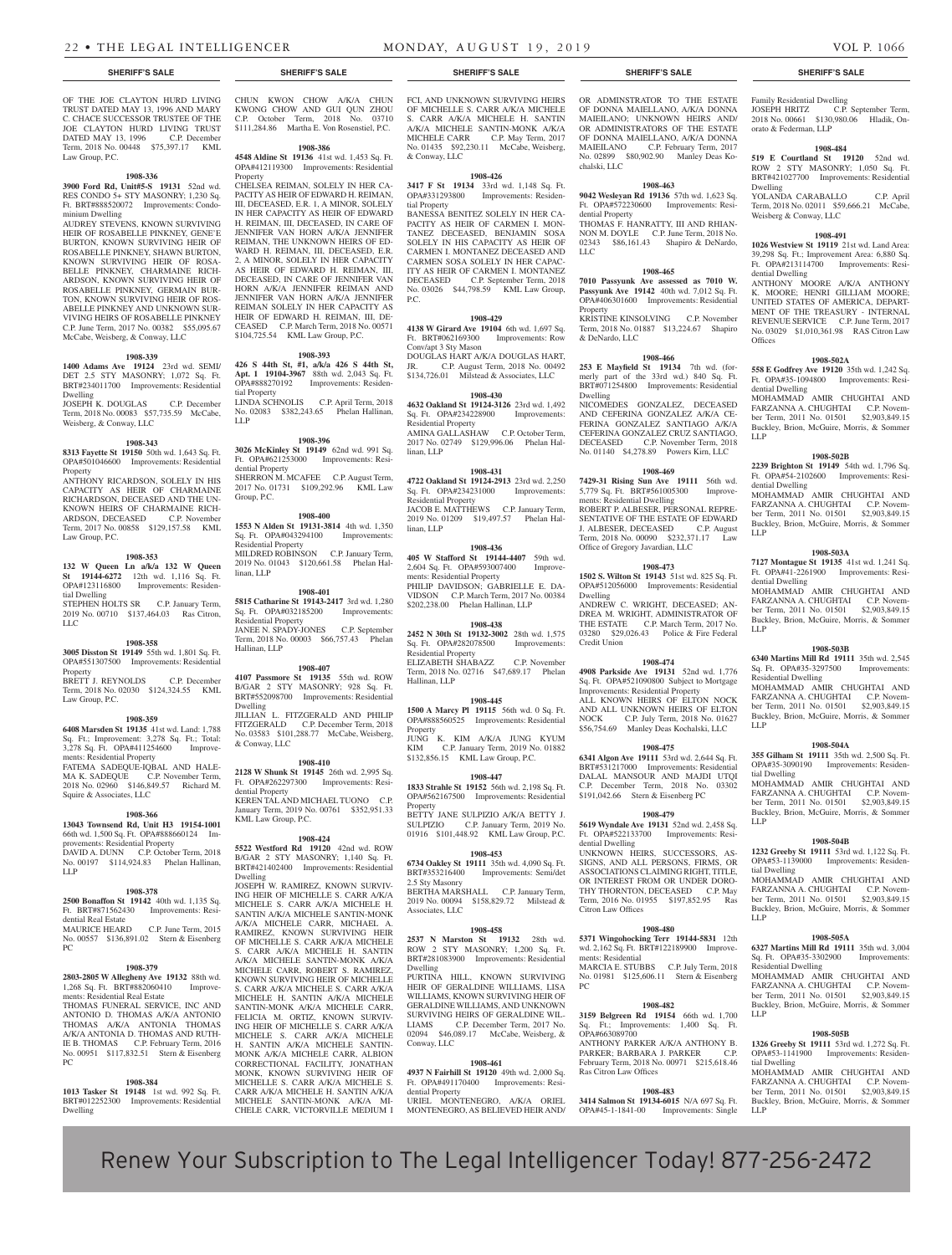OF THE JOE CLAYTON HURD LIVING TRUST DATED MAY 13, 1996 AND MARY C. CHACE SUCCESSOR TRUSTEE OF THE JOE CLAYTON HURD LIVING TRUST DATED MAY 13, 1996 C.P. December Term, 2018 No. 00448 $75,397.17 KML Law Group, P.C.

**1908-336**

**3900 Ford Rd, Unit#5-S 19131** 52nd wd. RES CONDO 5+ STY MASONRY; 1,230 Sq. Ft. BRT#888520072 Improvements: Condominium Dwelling

AUDREY STEVENS, KNOWN SURVIVING HEIR OF ROSABELLE PINKNEY, GENE'E BURTON, KNOWN SURVIVING HEIR OF ROSABELLE PINKNEY, SHAWN BURTON, KNOWN SURVIVING HEIR OF ROSABELLE PINKNEY, CHARMAINE RICHARDSON, KNOWN SURVIVING HEIR OF ROSABELLE PINKNEY, GERMAIN BURTON, KNOWN SURVIVING HEIR OF ROSABELLE PINKNEY AND UNKNOWN SURVIVING HEIRS OF ROSABELLE PINKNEY C.P. June Term, 2017 No. 00382 $55,095.67 McCabe, Weisberg, & Conway, LLC

**1908-339**

**1400 Adams Ave 19124** 23rd wd. SEMI/DET 2.5 STY MASONRY; 1,072 Sq. Ft. BRT#234011700 Improvements: Residential Dwelling

JOSEPH K. DOUGLAS C.P. December Term, 2018 No. 00083 $57,735.59 McCabe, Weisberg, & Conway, LLC

**1908-343**

**8313 Fayette St 19150** 50th wd. 1,643 Sq. Ft. OPA#501046600 Improvements: Residential Property

ANTHONY RICARDSON, SOLELY IN HIS CAPACITY AS HEIR OF CHARMAINE RICHARDSON, DECEASED AND THE UNKNOWN HEIRS OF CHARMAINE RICHARDSON, DECEASED C.P. November Term, 2017 No. 00858 $129,157.58 KML Law Group, P.C.

**1908-353**

**132 W Queen Ln a/k/a 132 W Queen St 19144-6272** 12th wd. 1,116 Sq. Ft. OPA#123116800 Improvements: Residential Dwelling

STEPHEN HOLTS SR C.P. January Term, 2019 No. 00710 $137,464.03 Ras Citron, LLC

**1908-358**

**3005 Disston St 19149** 55th wd. 1,801 Sq. Ft. OPA#551307500 Improvements: Residential Property

BRETT J. REYNOLDS C.P. December Term, 2018 No. 02030 $124,324.55 KML Law Group, P.C.

**1908-359**

**6408 Marsden St 19135** 41st wd. Land: 1,788 Sq. Ft.; Improvement: 3,278 Sq. Ft.; Total: 3,278 Sq. Ft. OPA#411254600 Improvements: Residential Property

FATEMA SADEQUE-IQBAL AND HALEMA K. SADEQUE C.P. November Term, 2018 No. 02960 $146,849.57 Richard M. Squire & Associates, LLC

**1908-366**

**13043 Townsend Rd, Unit H3 19154-1001** 66th wd. 1,500 Sq. Ft. OPA#888660124 Improvements: Residential Property

DAVID A. DUNN C.P. October Term, 2018 No. 00197 $114,924.83 Phelan Hallinan, LLP

**1908-378**

**2500 Bonaffon St 19142** 40th wd. 1,135 Sq. Ft. BRT#871562430 Improvements: Residential Real Estate

MAURICE HEARD C.P. June Term, 2015 No. 00557 $136,891.02 Stern & Eisenberg PC

**1908-379**

**2803-2805 W Allegheny Ave 19132** 88th wd. 1,268 Sq. Ft. BRT#882060410 Improvements: Residential Real Estate

THOMAS FUNERAL SERVICE, INC AND ANTONIO D. THOMAS A/K/A ANTONIO THOMAS A/K/A ANTONIA THOMAS A/K/A ANTONIA D. THOMAS AND RUTHIE B. THOMAS C.P. February Term, 2016 No. 00951 $117,832.51 Stern & Eisenberg PC

**1908-384**

**1013 Tasker St 19148** 1st wd. 992 Sq. Ft. BRT#012252300 Improvements: Residential Dwelling

CHUN KWON CHOW A/K/A CHUN KWONG CHOW AND GUI QUN ZHOU C.P. October Term, 2018 No. 03710 $111,284.86 Martha E. Von Rosenstiel, P.C.

**1908-386**

**4548 Aldine St 19136** 41st wd. 1,453 Sq. Ft. OPA#412119300 Improvements: Residential Property

CHELSEA REIMAN, SOLELY IN HER CAPACITY AS HEIR OF EDWARD H. REIMAN, III, DECEASED, E.R. 1, A MINOR, SOLELY IN HER CAPACITY AS HEIR OF EDWARD H. REIMAN, III, DECEASED, IN CARE OF JENNIFER VAN HORN A/K/A JENNIFER REIMAN, THE UNKNOWN HEIRS OF EDWARD H. REIMAN, III, DECEASED, E.R. 2, A MINOR, SOLELY IN HER CAPACITY AS HEIR OF EDWARD H. REIMAN, III, DECEASED, IN CARE OF JENNIFER VAN HORN A/K/A JENNIFER REIMAN AND JENNIFER VAN HORN A/K/A JENNIFER REIMAN SOLELY IN HER CAPACITY AS HEIR OF EDWARD H. REIMAN, III, DECEASED C.P. March Term, 2018 No. 00571 $104,725.54 KML Law Group, P.C.

**1908-393**

**426 S 44th St, #1, a/k/a 426 S 44th St, Apt. 1 19104-3967** 88th wd. 2,043 Sq. Ft. OPA#888270192 Improvements: Residential Property

LINDA SCHNOLIS C.P. April Term, 2018 No. 02083 $382,243.65 Phelan Hallinan, LLP

**1908-396**

**3026 McKinley St 19149** 62nd wd. 991 Sq. Ft. OPA#621253000 Improvements: Residential Property

SHERRON M. MCAFEE C.P. August Term, 2017 No. 01731 $109,292.96 KML Law Group, P.C.

**1908-400**

**1553 N Alden St 19131-3814** 4th wd. 1,350 Sq. Ft. OPA#043294100 Improvements: Residential Property

MILDRED ROBINSON C.P. January Term, 2019 No. 01043 $120,661.58 Phelan Hallinan, LLP

**1908-401**

**5815 Catharine St 19143-2417** 3rd wd. 1,280 Sq. Ft. OPA#032185200 Improvements: Residential Property

JANEE N. SPADY-JONES C.P. September Term, 2018 No. 00003 $66,757.43 Phelan Hallinan, LLP

**1908-407**

**4107 Passmore St 19135** 55th wd. ROW B/GAR 2 STY MASONRY; 928 Sq. Ft. BRT#552098700 Improvements: Residential Dwelling

JILLIAN L. FITZGERALD AND PHILIP FITZGERALD C.P. December Term, 2018 No. 03583 $101,288.77 McCabe, Weisberg, & Conway, LLC

**1908-410**

**2128 W Shunk St 19145** 26th wd. 2,995 Sq. Ft. OPA#262297300 Improvements: Residential Property

KEREN TAL AND MICHAEL TUONO C.P. January Term, 2019 No. 00761 $352,951.33 KML Law Group, P.C.

**1908-424**

**5522 Westford Rd 19120** 42nd wd. ROW B/GAR 2 STY MASONRY; 1,140 Sq. Ft. BRT#421402400 Improvements: Residential Dwelling

JOSEPH W. RAMIREZ, KNOWN SURVIVING HEIR OF MICHELLE S. CARR A/K/A MICHELE S. CARR A/K/A MICHELE H. SANTIN A/K/A MICHELE SANTIN-MONK A/K/A MICHELE CARR, MICHAEL A. RAMIREZ, KNOWN SURVIVING HEIR OF MICHELLE S. CARR A/K/A MICHELE S. CARR A/K/A MICHELE H. SANTIN A/K/A MICHELE SANTIN-MONK A/K/A MICHELE CARR, ROBERT S. RAMIREZ, KNOWN SURVIVING HEIR OF MICHELLE S. CARR A/K/A MICHELE S. CARR A/K/A MICHELE H. SANTIN A/K/A MICHELE SANTIN-MONK A/K/A MICHELE CARR, FELICIA M. ORTIZ, KNOWN SURVIVING HEIR OF MICHELLE S. CARR A/K/A MICHELE S. CARR A/K/A MICHELE H. SANTIN A/K/A MICHELE SANTIN-MONK A/K/A MICHELE CARR, ALBION CORRECTIONAL FACILITY, JONATHAN MONK, KNOWN SURVIVING HEIR OF MICHELLE S. CARR A/K/A MICHELE S. CARR A/K/A MICHELE H. SANTIN A/K/A MICHELE SANTIN-MONK A/K/A MICHELE CARR, VICTORVILLE MEDIUM I FCI, AND UNKNOWN SURVIVING HEIRS OF MICHELLE S. CARR A/K/A MICHELE S. CARR A/K/A MICHELE H. SANTIN A/K/A MICHELE SANTIN-MONK A/K/A MICHELE CARR C.P. May Term, 2017 No. 01435 $92,230.11 McCabe, Weisberg, & Conway, LLC

**1908-426**

**3417 F St 19134** 33rd wd. 1,148 Sq. Ft. OPA#331293800 Improvements: Residential Property

BANESSA BENITEZ SOLELY IN HER CAPACITY AS HEIR OF CARMEN I. MONTANEZ DECEASED, BENJAMIN SOSA SOLELY IN HIS CAPACITY AS HEIR OF CARMEN I. MONTANEZ DECEASED AND CARMEN SOSA SOLELY IN HER CAPACITY AS HEIR OF CARMEN I. MONTANEZ DECEASED C.P. September Term, 2018 No. 03026 $44,798.59 KML Law Group, P.C.

**1908-429**

**4138 W Girard Ave 19104** 6th wd. 1,697 Sq. Ft. BRT#062169300 Improvements: Row Conv/apt 3 Sty Mason

DOUGLAS HART A/K/A DOUGLAS HART, JR. C.P. August Term, 2018 No. 00492 $134,726.01 Milstead & Associates, LLC

**1908-430**

**4632 Oakland St 19124-3126** 23rd wd. 1,492 Sq. Ft. OPA#234228900 Improvements: Residential Property

AMINA GALLASHAW C.P. October Term, 2017 No. 02749 $129,996.06 Phelan Hallinan, LLP

**1908-431**

**4722 Oakland St 19124-2913** 23rd wd. 2,250 Sq. Ft. OPA#234231000 Improvements: Residential Property

JACOB E. MATTHEWS C.P. January Term, 2019 No. 01209 $19,497.57 Phelan Hallinan, LLP

**1908-436**

**405 W Stafford St 19144-4407** 59th wd. 2,604 Sq. Ft. OPA#593007400 Improvements: Residential Property

PHILIP DAVIDSON; GABRIELLE E. DAVIDSON C.P. March Term, 2017 No. 00384 $202,238.00 Phelan Hallinan, LLP

**1908-438**

**2452 N 30th St 19132-3002** 28th wd. 1,575 Sq. Ft. OPA#282078500 Improvements: Residential Property

ELIZABETH SHABAZZ C.P. November Term, 2018 No. 02716 $47,689.17 Phelan Hallinan, LLP

**1908-445**

**1500 A Marcy Pl 19115** 56th wd. 0 Sq. Ft. OPA#888560525 Improvements: Residential Property

JUNG K. KIM A/K/A JUNG KYUM KIM C.P. January Term, 2019 No. 01882 $132,856.15 KML Law Group, P.C.

**1908-447**

**1833 Strahle St 19152** 56th wd. 2,198 Sq. Ft. OPA#562167500 Improvements: Residential Property

BETTY JANE SULPIZIO A/K/A BETTY J. SULPIZIO C.P. January Term, 2019 No. 01916 $101,448.92 KML Law Group, P.C.

**1908-453**

**6734 Oakley St 19111** 35th wd. 4,090 Sq. Ft. BRT#353216400 Improvements: Semi/det 2.5 Sty Masonry

BERTHA MARSHALL C.P. January Term, 2019 No. 00094 $158,829.72 Milstead & Associates, LLC

**1908-458**

**2537 N Marston St 19132** 28th wd. ROW 2 STY MASONRY; 1,200 Sq. Ft. BRT#281083900 Improvements: Residential Dwelling

PURTINA HILL, KNOWN SURVIVING HEIR OF GERALDINE WILLIAMS, LISA WILLIAMS, KNOWN SURVIVING HEIR OF GERALDINE WILLIAMS, AND UNKNOWN SURVIVING HEIRS OF GERALDINE WILLIAMS C.P. December Term, 2017 No. 02094 $46,089.17 McCabe, Weisberg, & Conway, LLC

**1908-461**

**4937 N Fairhill St 19120** 49th wd. 2,000 Sq. Ft. OPA#491170400 Improvements: Residential Property

URIEL MONTENEGRO, A/K/A ORIEL MONTENEGRO, AS BELIEVED HEIR AND/OR ADMINSTRATOR TO THE ESTATE OF DONNA MAIELLANO, A/K/A DONNA MAIEILANO; UNKNOWN HEIRS AND/OR ADMINISTRATORS OF THE ESTATE OF DONNA MAIELLANO, A/K/A DONNA MAIEILANO C.P. February Term, 2017 No. 02899 $80,902.90 Manley Deas Kochalski, LLC

**1908-463**

**9042 Wesleyan Rd 19136** 57th wd. 1,623 Sq. Ft. OPA#572230600 Improvements: Residential Property

THOMAS F. HANRATTY, III AND RHIANNON M. DOYLE C.P. June Term, 2018 No. 02343 $86,161.43 Shapiro & DeNardo, LLC

**1908-465**

**7010 Passyunk Ave assessed as 7010 W. Passyunk Ave 19142** 40th wd. 7,012 Sq. Ft. OPA#406301600 Improvements: Residential Property

KRISTINE KINSOLVING C.P. November Term, 2018 No. 01887 $13,224.67 Shapiro & DeNardo, LLC

**1908-466**

**253 E Mayfield St 19134** 7th wd. (formerly part of the 33rd wd.) 840 Sq. Ft. BRT#071254800 Improvements: Residential Dwelling

NICOMEDES GONZALEZ, DECEASED AND CEFERINA GONZALEZ A/K/A CEFERINA GONZALEZ SANTIAGO A/K/A CEFERINA GONZALEZ CRUZ SANTIAGO, DECEASED C.P. November Term, 2018 No. 01140 $4,278.89 Powers Kirn, LLC

**1908-469**

**7429-31 Rising Sun Ave 19111** 56th wd. 5,779 Sq. Ft. BRT#561005300 Improvements: Residential Dwelling

ROBERT P. ALBESER, PERSONAL REPRESENTATIVE OF THE ESTATE OF EDWARD J. ALBESER, DECEASED C.P. August Term, 2018 No. 00090 $232,371.17 Law Office of Gregory Javardian, LLC

**1908-473**

**1502 S. Wilton St 19143** 51st wd. 825 Sq. Ft. OPA#512056000 Improvements: Residential Dwelling

ANDREW C. WRIGHT, DECEASED; ANDREA M. WRIGHT, ADMINISTRATOR OF THE ESTATE C.P. March Term, 2017 No. 03280 $29,026.43 Police & Fire Federal Credit Union

**1908-474**

**4908 Parkside Ave 19131** 52nd wd. 1,776 Sq. Ft. OPA#521090800 Subject to Mortgage Improvements: Residential Property

ALL KNOWN HEIRS OF ELTON NOCK AND ALL UNKNOWN HEIRS OF ELTON NOCK C.P. July Term, 2018 No. 01627 $56,754.69 Manley Deas Kochalski, LLC

**1908-475**

**6341 Algon Ave 19111** 53rd wd. 2,644 Sq. Ft. BRT#531217000 Improvements: Residential DALAL MANSOUR AND MAJDI UTQI C.P. December Term, 2018 No. 03302 $191,042.66 Stern & Eisenberg PC

**1908-479**

**5619 Wyndale Ave 19131** 52nd wd. 2,458 Sq. Ft. OPA#522133700 Improvements: Residential Dwelling

UNKNOWN HEIRS, SUCCESSORS, ASSIGNS, AND ALL PERSONS, FIRMS, OR ASSOCIATIONS CLAIMING RIGHT, TITLE, OR INTEREST FROM OR UNDER DOROTHY THORNTON, DECEASED C.P. May Term, 2016 No. 01955 $197,852.95 Ras Citron Law Offices

**1908-480**

**5371 Wingohocking Terr 19144-5831** 12th wd. 2,162 Sq. Ft. BRT#122189900 Improvements: Residential

MARCIA E. STUBBS C.P. July Term, 2018 No. 01981 $125,606.11 Stern & Eisenberg PC

**1908-482**

**3159 Belgreen Rd 19154** 66th wd. 1,700 Sq. Ft.; Improvements: 1,400 Sq. Ft. OPA#663089700

ANTHONY PARKER A/K/A ANTHONY B. PARKER; BARBARA J. PARKER C.P. February Term, 2018 No. 00971 $215,618.46 Ras Citron Law Offices

**1908-483**

**3414 Salmon St 19134-6015** N/A 697 Sq. Ft. OPA#45-1-1841-00 Improvements: Single Family Residential Dwelling

JOSEPH HRITZ C.P. September Term, 2018 No. 00661 $130,980.06 Hladik, Onorato & Federman, LLP

**1908-484**

**519 E Courtland St 19120** 52nd wd. ROW 2 STY MASONRY; 1,050 Sq. Ft. BRT#421027700 Improvements: Residential Dwelling

YOLANDA CARABALLO C.P. April Term, 2018 No. 02011 $59,666.21 McCabe, Weisberg & Conway, LLC

**1908-491**

**1026 Westview St 19119** 21st wd. Land Area: 39,298 Sq. Ft.; Improvement Area: 6,880 Sq. Ft. OPA#213114700 Improvements: Residential Dwelling

ANTHONY MOORE A/K/A ANTHONY K. MOORE; HENRI GILLIAM MOORE; UNITED STATES OF AMERICA, DEPARTMENT OF THE TREASURY - INTERNAL REVENUE SERVICE C.P. June Term, 2017 No. 03029 $1,010,361.98 RAS Citron Law Offices

**1908-502A**

**558 E Godfrey Ave 19120** 35th wd. 1,242 Sq. Ft. OPA#35-1094800 Improvements: Residential Dwelling

MOHAMMAD AMIR CHUGHTAI AND FARZANNA A. CHUGHTAI C.P. November Term, 2011 No. 01501 $2,903,849.15 Buckley, Brion, McGuire, Morris, & Sommer LLP

**1908-502B**

**2239 Brighton St 19149** 54th wd. 1,796 Sq. Ft. OPA#54-2102600 Improvements: Residential Dwelling

MOHAMMAD AMIR CHUGHTAI AND FARZANNA A. CHUGHTAI C.P. November Term, 2011 No. 01501 $2,903,849.15 Buckley, Brion, McGuire, Morris, & Sommer LLP

**1908-503A**

**7127 Montague St 19135** 41st wd. 1,241 Sq. Ft. OPA#41-2261900 Improvements: Residential Dwelling

MOHAMMAD AMIR CHUGHTAI AND FARZANNA A. CHUGHTAI C.P. November Term, 2011 No. 01501 $2,903,849.15 Buckley, Brion, McGuire, Morris, & Sommer LLP

**1908-503B**

**6340 Martins Mill Rd 19111** 35th wd. 2,545 Sq. Ft. OPA#35-3297500 Improvements: Residential Dwelling

MOHAMMAD AMIR CHUGHTAI AND FARZANNA A. CHUGHTAI C.P. November Term, 2011 No. 01501 $2,903,849.15 Buckley, Brion, McGuire, Morris, & Sommer LLP

**1908-504A**

**355 Gilham St 19111** 35th wd. 2,500 Sq. Ft. OPA#35-3090190 Improvements: Residential Dwelling

MOHAMMAD AMIR CHUGHTAI AND FARZANNA A. CHUGHTAI C.P. November Term, 2011 No. 01501 $2,903,849.15 Buckley, Brion, McGuire, Morris, & Sommer LLP

**1908-504B**

**1232 Greeby St 19111** 53rd wd. 1,122 Sq. Ft. OPA#53-1139000 Improvements: Residential Dwelling

MOHAMMAD AMIR CHUGHTAI AND FARZANNA A. CHUGHTAI C.P. November Term, 2011 No. 01501 $2,903,849.15 Buckley, Brion, McGuire, Morris, & Sommer LLP

**1908-505A**

**6327 Martins Mill Rd 19111** 35th wd. 3,004 Sq. Ft. OPA#35-3302900 Improvements: Residential Dwelling

MOHAMMAD AMIR CHUGHTAI AND FARZANNA A. CHUGHTAI C.P. November Term, 2011 No. 01501 $2,903,849.15 Buckley, Brion, McGuire, Morris, & Sommer LLP

**1908-505B**

**1326 Greeby St 19111** 53rd wd. 1,272 Sq. Ft. OPA#53-1141900 Improvements: Residential Dwelling

MOHAMMAD AMIR CHUGHTAI AND FARZANNA A. CHUGHTAI C.P. November Term, 2011 No. 01501 $2,903,849.15 Buckley, Brion, McGuire, Morris, & Sommer LLP

Renew Your Subscription to The Legal Intelligencer Today! 877-256-2472